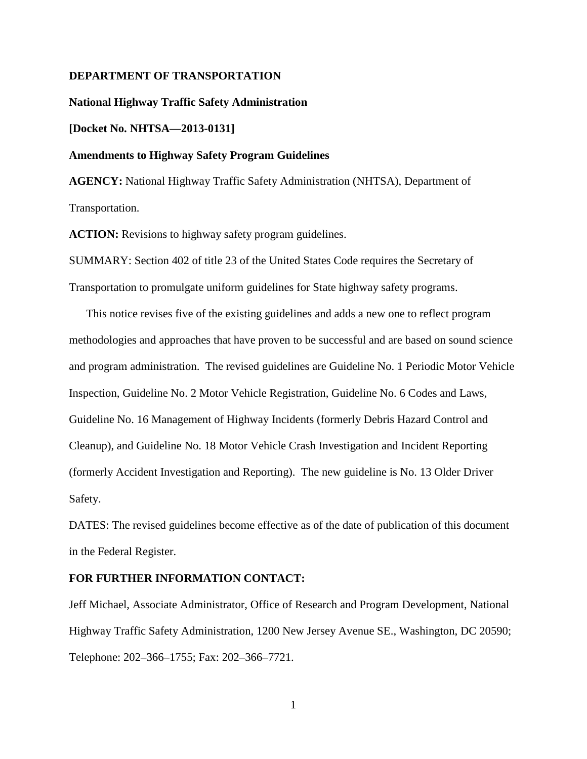**DEPARTMENT OF TRANSPORTATION**

**National Highway Traffic Safety Administration**

**[Docket No. NHTSA—2013-0131]**

**Amendments to Highway Safety Program Guidelines**

**AGENCY:** National Highway Traffic Safety Administration (NHTSA), Department of Transportation.

**ACTION:** Revisions to highway safety program guidelines.

SUMMARY: Section 402 of title 23 of the United States Code requires the Secretary of Transportation to promulgate uniform guidelines for State highway safety programs.

This notice revises five of the existing guidelines and adds a new one to reflect program methodologies and approaches that have proven to be successful and are based on sound science and program administration. The revised guidelines are Guideline No. 1 Periodic Motor Vehicle Inspection, Guideline No. 2 Motor Vehicle Registration, Guideline No. 6 Codes and Laws, Guideline No. 16 Management of Highway Incidents (formerly Debris Hazard Control and Cleanup), and Guideline No. 18 Motor Vehicle Crash Investigation and Incident Reporting (formerly Accident Investigation and Reporting). The new guideline is No. 13 Older Driver Safety.

DATES: The revised guidelines become effective as of the date of publication of this document in the Federal Register.

**FOR FURTHER INFORMATION CONTACT:**

Jeff Michael, Associate Administrator, Office of Research and Program Development, National Highway Traffic Safety Administration, 1200 New Jersey Avenue SE., Washington, DC 20590; Telephone: 202–366–1755; Fax: 202–366–7721.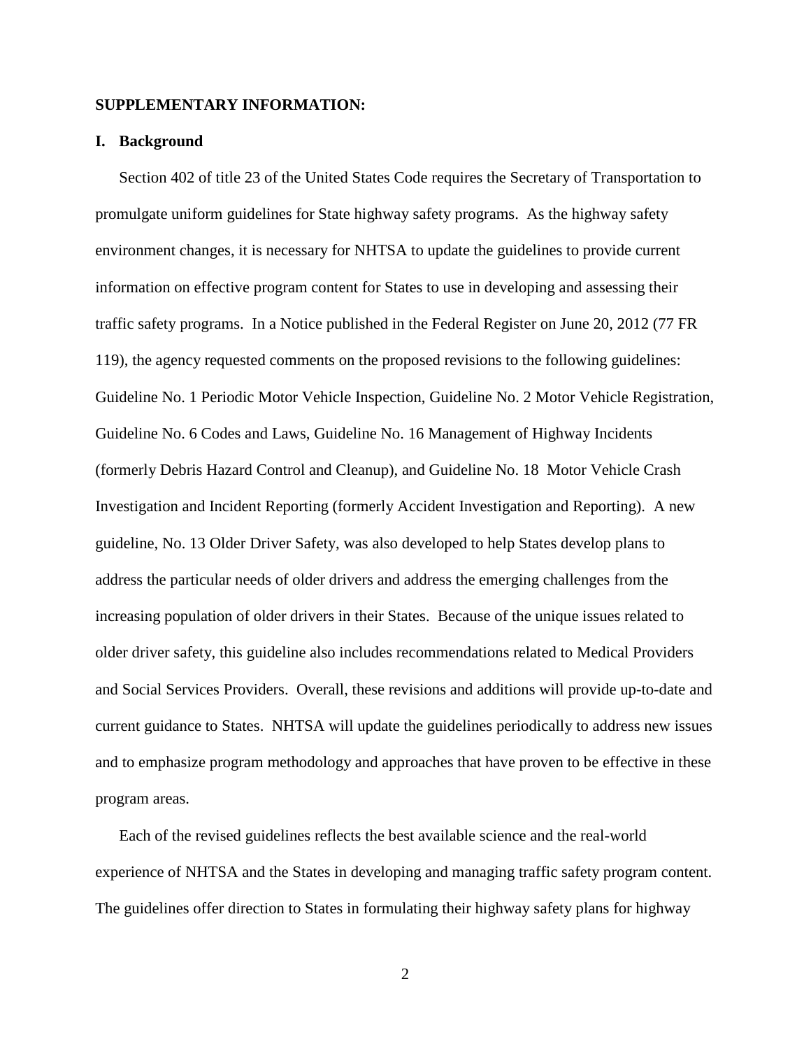**SUPPLEMENTARY INFORMATION:**

## I. Background

Section 402 of title 23 of the United States Code requires the Secretary of Transportation to promulgate uniform guidelines for State highway safety programs. As the highway safety environment changes, it is necessary for NHTSA to update the guidelines to provide current information on effective program content for States to use in developing and assessing their traffic safety programs. In a Notice published in the Federal Register on June 20, 2012 (77 FR 119), the agency requested comments on the proposed revisions to the following guidelines: Guideline No. 1 Periodic Motor Vehicle Inspection, Guideline No. 2 Motor Vehicle Registration, Guideline No. 6 Codes and Laws, Guideline No. 16 Management of Highway Incidents (formerly Debris Hazard Control and Cleanup), and Guideline No. 18 Motor Vehicle Crash Investigation and Incident Reporting (formerly Accident Investigation and Reporting). A new guideline, No. 13 Older Driver Safety, was also developed to help States develop plans to address the particular needs of older drivers and address the emerging challenges from the increasing population of older drivers in their States. Because of the unique issues related to older driver safety, this guideline also includes recommendations related to Medical Providers and Social Services Providers. Overall, these revisions and additions will provide up-to-date and current guidance to States. NHTSA will update the guidelines periodically to address new issues and to emphasize program methodology and approaches that have proven to be effective in these program areas.

Each of the revised guidelines reflects the best available science and the real-world experience of NHTSA and the States in developing and managing traffic safety program content. The guidelines offer direction to States in formulating their highway safety plans for highway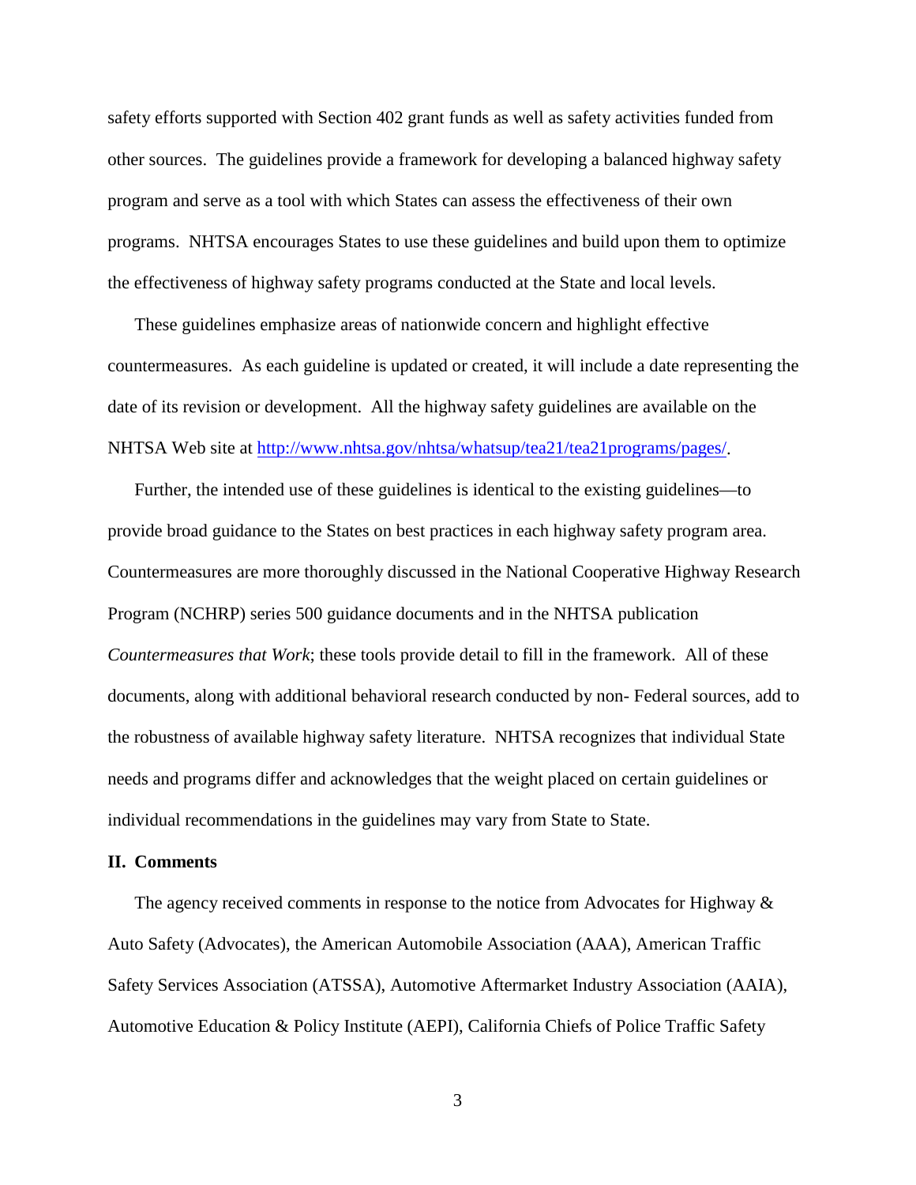safety efforts supported with Section 402 grant funds as well as safety activities funded from other sources. The guidelines provide a framework for developing a balanced highway safety program and serve as a tool with which States can assess the effectiveness of their own programs. NHTSA encourages States to use these guidelines and build upon them to optimize the effectiveness of highway safety programs conducted at the State and local levels.

These guidelines emphasize areas of nationwide concern and highlight effective countermeasures. As each guideline is updated or created, it will include a date representing the date of its revision or development. All the highway safety guidelines are available on the NHTSA Web site at [http://www.nhtsa.gov/nhtsa/whatsup/tea21/tea21programs/pages/](http://www.nhtsa.gov/nhtsa/whatsup/tea21/tea21programs/pages/).

Further, the intended use of these guidelines is identical to the existing guidelines—to provide broad guidance to the States on best practices in each highway safety program area. Countermeasures are more thoroughly discussed in the National Cooperative Highway Research Program (NCHRP) series 500 guidance documents and in the NHTSA publication *Countermeasures that Work*; these tools provide detail to fill in the framework. All of these documents, along with additional behavioral research conducted by non- Federal sources, add to the robustness of available highway safety literature. NHTSA recognizes that individual State needs and programs differ and acknowledges that the weight placed on certain guidelines or individual recommendations in the guidelines may vary from State to State.

## II. Comments

The agency received comments in response to the notice from Advocates for Highway & Auto Safety (Advocates), the American Automobile Association (AAA), American Traffic Safety Services Association (ATSSA), Automotive Aftermarket Industry Association (AAIA), Automotive Education & Policy Institute (AEPI), California Chiefs of Police Traffic Safety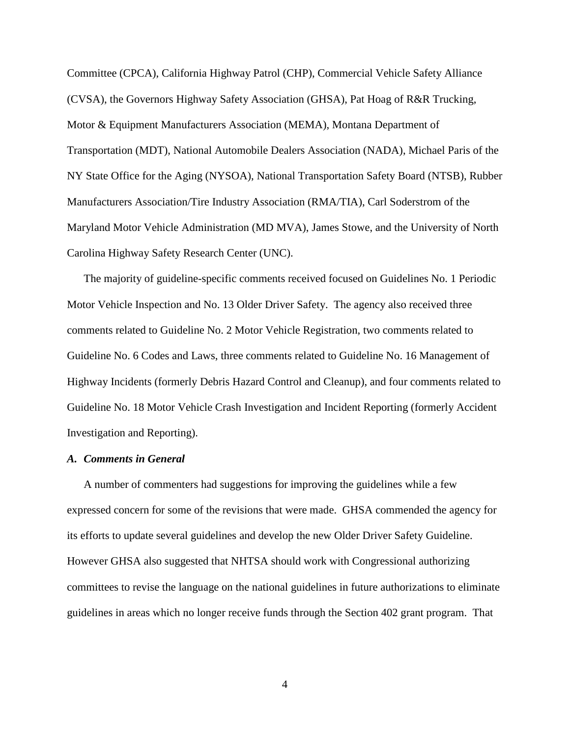Committee (CPCA), California Highway Patrol (CHP), Commercial Vehicle Safety Alliance (CVSA), the Governors Highway Safety Association (GHSA), Pat Hoag of R&R Trucking, Motor & Equipment Manufacturers Association (MEMA), Montana Department of Transportation (MDT), National Automobile Dealers Association (NADA), Michael Paris of the NY State Office for the Aging (NYSOA), National Transportation Safety Board (NTSB), Rubber Manufacturers Association/Tire Industry Association (RMA/TIA), Carl Soderstrom of the Maryland Motor Vehicle Administration (MD MVA), James Stowe, and the University of North Carolina Highway Safety Research Center (UNC).

The majority of guideline-specific comments received focused on Guidelines No. 1 Periodic Motor Vehicle Inspection and No. 13 Older Driver Safety. The agency also received three comments related to Guideline No. 2 Motor Vehicle Registration, two comments related to Guideline No. 6 Codes and Laws, three comments related to Guideline No. 16 Management of Highway Incidents (formerly Debris Hazard Control and Cleanup), and four comments related to Guideline No. 18 Motor Vehicle Crash Investigation and Incident Reporting (formerly Accident Investigation and Reporting).

### *A. Comments in General*

A number of commenters had suggestions for improving the guidelines while a few expressed concern for some of the revisions that were made. GHSA commended the agency for its efforts to update several guidelines and develop the new Older Driver Safety Guideline. However GHSA also suggested that NHTSA should work with Congressional authorizing committees to revise the language on the national guidelines in future authorizations to eliminate guidelines in areas which no longer receive funds through the Section 402 grant program. That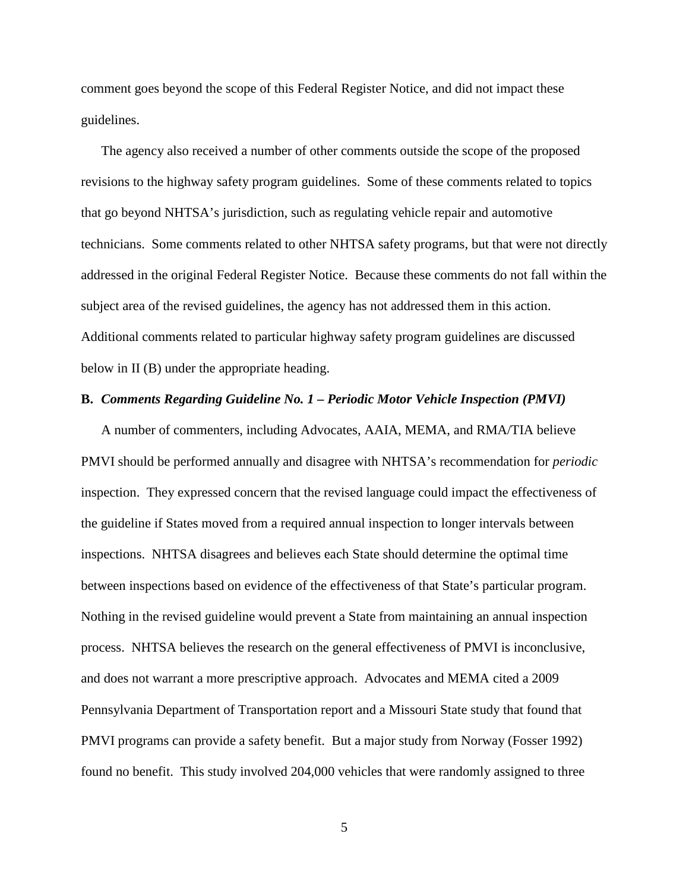comment goes beyond the scope of this Federal Register Notice, and did not impact these guidelines.

The agency also received a number of other comments outside the scope of the proposed revisions to the highway safety program guidelines. Some of these comments related to topics that go beyond NHTSA's jurisdiction, such as regulating vehicle repair and automotive technicians. Some comments related to other NHTSA safety programs, but that were not directly addressed in the original Federal Register Notice. Because these comments do not fall within the subject area of the revised guidelines, the agency has not addressed them in this action. Additional comments related to particular highway safety program guidelines are discussed below in II (B) under the appropriate heading.

**B.** ***Comments Regarding Guideline No. 1 – Periodic Motor Vehicle Inspection (PMVI)***

A number of commenters, including Advocates, AAIA, MEMA, and RMA/TIA believe PMVI should be performed annually and disagree with NHTSA's recommendation for *periodic* inspection. They expressed concern that the revised language could impact the effectiveness of the guideline if States moved from a required annual inspection to longer intervals between inspections. NHTSA disagrees and believes each State should determine the optimal time between inspections based on evidence of the effectiveness of that State's particular program. Nothing in the revised guideline would prevent a State from maintaining an annual inspection process. NHTSA believes the research on the general effectiveness of PMVI is inconclusive, and does not warrant a more prescriptive approach. Advocates and MEMA cited a 2009 Pennsylvania Department of Transportation report and a Missouri State study that found that PMVI programs can provide a safety benefit. But a major study from Norway (Fosser 1992) found no benefit. This study involved 204,000 vehicles that were randomly assigned to three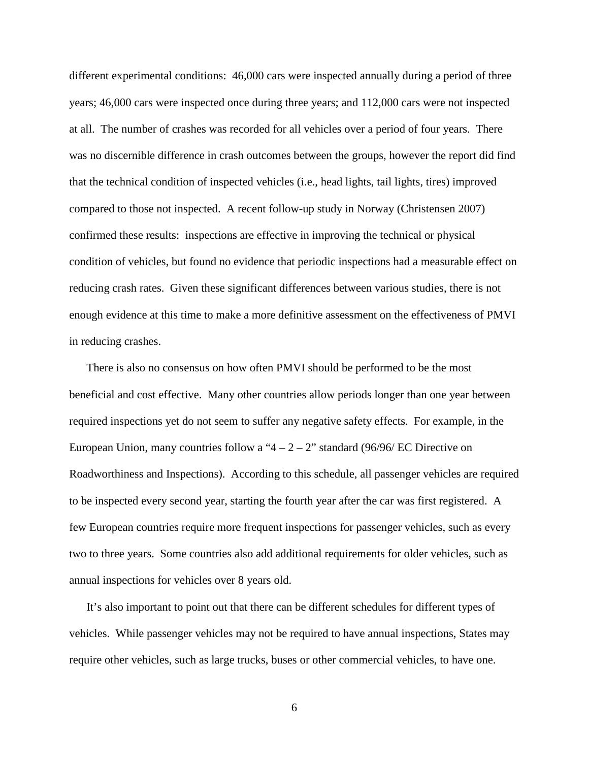different experimental conditions: 46,000 cars were inspected annually during a period of three years; 46,000 cars were inspected once during three years; and 112,000 cars were not inspected at all. The number of crashes was recorded for all vehicles over a period of four years. There was no discernible difference in crash outcomes between the groups, however the report did find that the technical condition of inspected vehicles (i.e., head lights, tail lights, tires) improved compared to those not inspected. A recent follow-up study in Norway (Christensen 2007) confirmed these results: inspections are effective in improving the technical or physical condition of vehicles, but found no evidence that periodic inspections had a measurable effect on reducing crash rates. Given these significant differences between various studies, there is not enough evidence at this time to make a more definitive assessment on the effectiveness of PMVI in reducing crashes.

There is also no consensus on how often PMVI should be performed to be the most beneficial and cost effective. Many other countries allow periods longer than one year between required inspections yet do not seem to suffer any negative safety effects. For example, in the European Union, many countries follow a "4 – 2 – 2" standard (96/96/ EC Directive on Roadworthiness and Inspections). According to this schedule, all passenger vehicles are required to be inspected every second year, starting the fourth year after the car was first registered. A few European countries require more frequent inspections for passenger vehicles, such as every two to three years. Some countries also add additional requirements for older vehicles, such as annual inspections for vehicles over 8 years old.

It's also important to point out that there can be different schedules for different types of vehicles. While passenger vehicles may not be required to have annual inspections, States may require other vehicles, such as large trucks, buses or other commercial vehicles, to have one.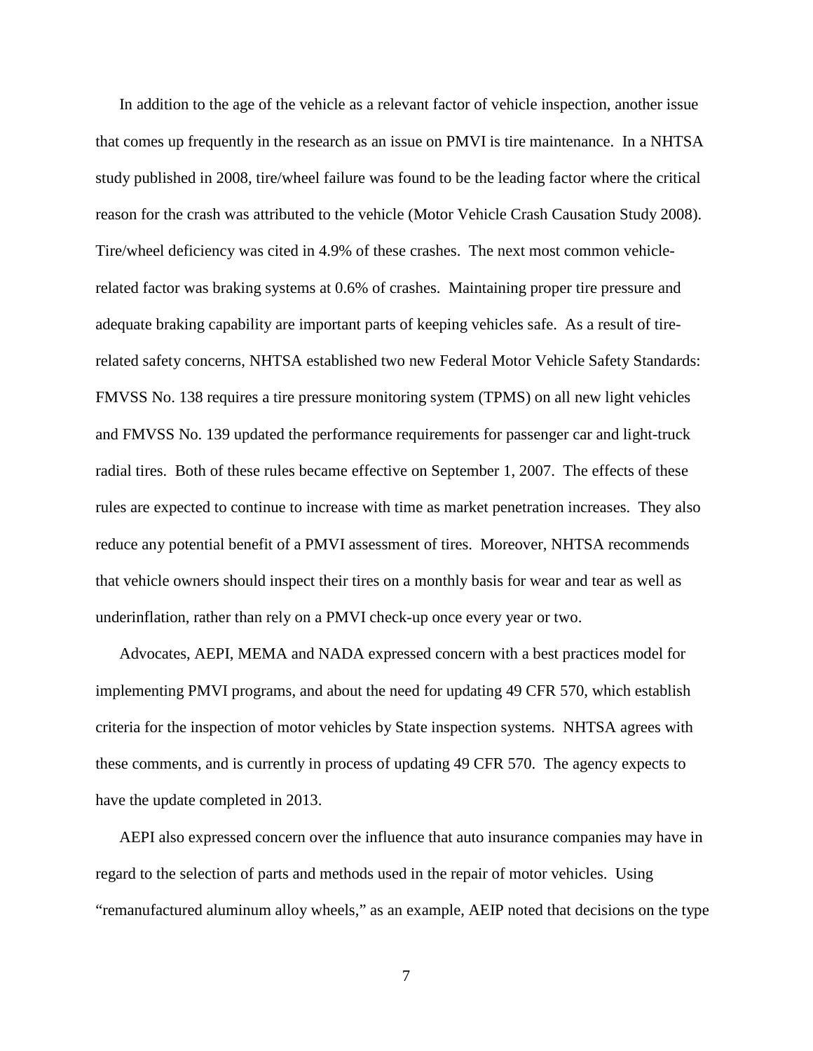In addition to the age of the vehicle as a relevant factor of vehicle inspection, another issue that comes up frequently in the research as an issue on PMVI is tire maintenance. In a NHTSA study published in 2008, tire/wheel failure was found to be the leading factor where the critical reason for the crash was attributed to the vehicle (Motor Vehicle Crash Causation Study 2008). Tire/wheel deficiency was cited in 4.9% of these crashes. The next most common vehicle-related factor was braking systems at 0.6% of crashes. Maintaining proper tire pressure and adequate braking capability are important parts of keeping vehicles safe. As a result of tire-related safety concerns, NHTSA established two new Federal Motor Vehicle Safety Standards: FMVSS No. 138 requires a tire pressure monitoring system (TPMS) on all new light vehicles and FMVSS No. 139 updated the performance requirements for passenger car and light-truck radial tires. Both of these rules became effective on September 1, 2007. The effects of these rules are expected to continue to increase with time as market penetration increases. They also reduce any potential benefit of a PMVI assessment of tires. Moreover, NHTSA recommends that vehicle owners should inspect their tires on a monthly basis for wear and tear as well as underinflation, rather than rely on a PMVI check-up once every year or two.

Advocates, AEPI, MEMA and NADA expressed concern with a best practices model for implementing PMVI programs, and about the need for updating 49 CFR 570, which establish criteria for the inspection of motor vehicles by State inspection systems. NHTSA agrees with these comments, and is currently in process of updating 49 CFR 570. The agency expects to have the update completed in 2013.

AEPI also expressed concern over the influence that auto insurance companies may have in regard to the selection of parts and methods used in the repair of motor vehicles. Using "remanufactured aluminum alloy wheels," as an example, AEIP noted that decisions on the type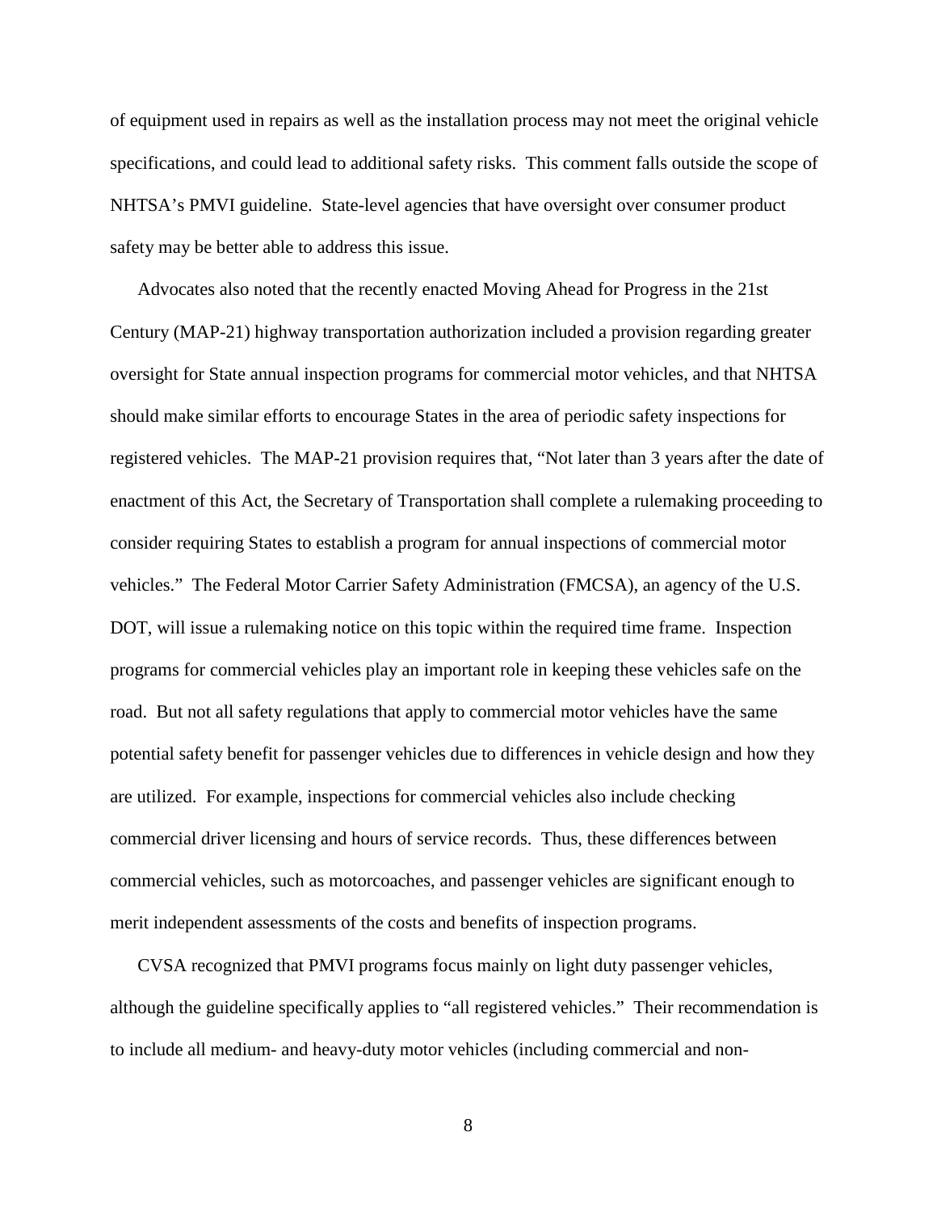of equipment used in repairs as well as the installation process may not meet the original vehicle specifications, and could lead to additional safety risks. This comment falls outside the scope of NHTSA's PMVI guideline. State-level agencies that have oversight over consumer product safety may be better able to address this issue.

Advocates also noted that the recently enacted Moving Ahead for Progress in the 21st Century (MAP-21) highway transportation authorization included a provision regarding greater oversight for State annual inspection programs for commercial motor vehicles, and that NHTSA should make similar efforts to encourage States in the area of periodic safety inspections for registered vehicles. The MAP-21 provision requires that, "Not later than 3 years after the date of enactment of this Act, the Secretary of Transportation shall complete a rulemaking proceeding to consider requiring States to establish a program for annual inspections of commercial motor vehicles." The Federal Motor Carrier Safety Administration (FMCSA), an agency of the U.S. DOT, will issue a rulemaking notice on this topic within the required time frame. Inspection programs for commercial vehicles play an important role in keeping these vehicles safe on the road. But not all safety regulations that apply to commercial motor vehicles have the same potential safety benefit for passenger vehicles due to differences in vehicle design and how they are utilized. For example, inspections for commercial vehicles also include checking commercial driver licensing and hours of service records. Thus, these differences between commercial vehicles, such as motorcoaches, and passenger vehicles are significant enough to merit independent assessments of the costs and benefits of inspection programs.

CVSA recognized that PMVI programs focus mainly on light duty passenger vehicles, although the guideline specifically applies to "all registered vehicles." Their recommendation is to include all medium- and heavy-duty motor vehicles (including commercial and non-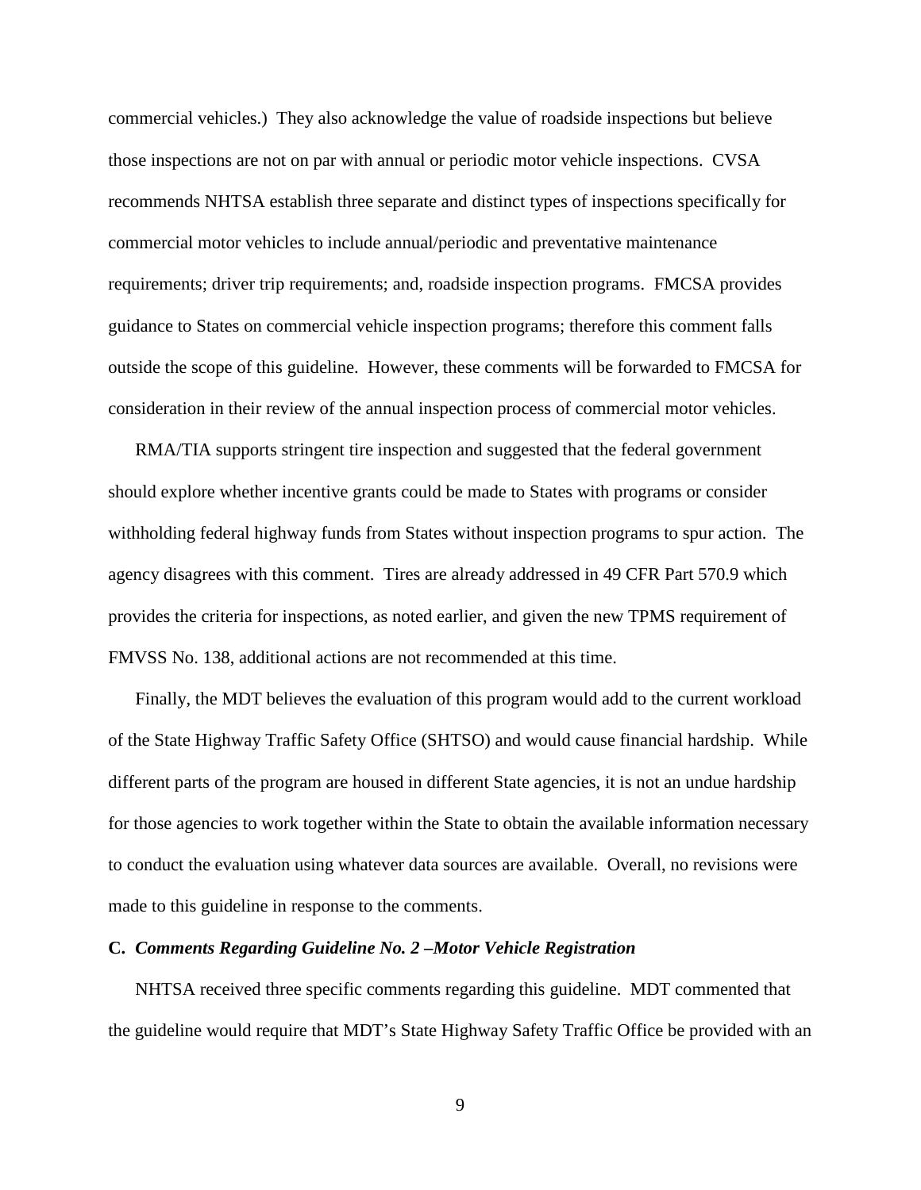commercial vehicles.) They also acknowledge the value of roadside inspections but believe those inspections are not on par with annual or periodic motor vehicle inspections. CVSA recommends NHTSA establish three separate and distinct types of inspections specifically for commercial motor vehicles to include annual/periodic and preventative maintenance requirements; driver trip requirements; and, roadside inspection programs. FMCSA provides guidance to States on commercial vehicle inspection programs; therefore this comment falls outside the scope of this guideline. However, these comments will be forwarded to FMCSA for consideration in their review of the annual inspection process of commercial motor vehicles.

RMA/TIA supports stringent tire inspection and suggested that the federal government should explore whether incentive grants could be made to States with programs or consider withholding federal highway funds from States without inspection programs to spur action. The agency disagrees with this comment. Tires are already addressed in 49 CFR Part 570.9 which provides the criteria for inspections, as noted earlier, and given the new TPMS requirement of FMVSS No. 138, additional actions are not recommended at this time.

Finally, the MDT believes the evaluation of this program would add to the current workload of the State Highway Traffic Safety Office (SHTSO) and would cause financial hardship. While different parts of the program are housed in different State agencies, it is not an undue hardship for those agencies to work together within the State to obtain the available information necessary to conduct the evaluation using whatever data sources are available. Overall, no revisions were made to this guideline in response to the comments.

### C. *Comments Regarding Guideline No. 2 –Motor Vehicle Registration*

NHTSA received three specific comments regarding this guideline. MDT commented that the guideline would require that MDT's State Highway Safety Traffic Office be provided with an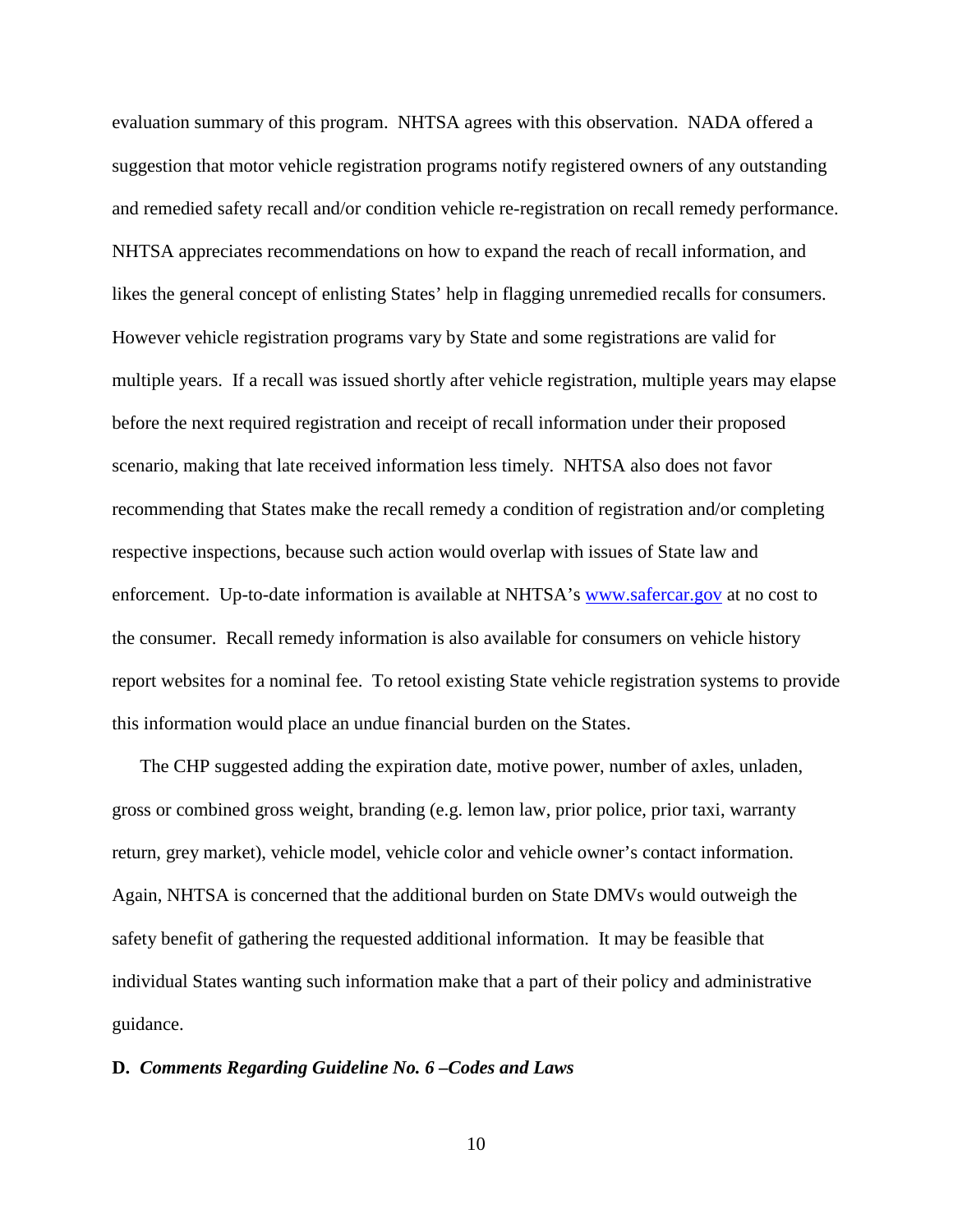evaluation summary of this program. NHTSA agrees with this observation. NADA offered a suggestion that motor vehicle registration programs notify registered owners of any outstanding and remedied safety recall and/or condition vehicle re-registration on recall remedy performance. NHTSA appreciates recommendations on how to expand the reach of recall information, and likes the general concept of enlisting States' help in flagging unremedied recalls for consumers. However vehicle registration programs vary by State and some registrations are valid for multiple years. If a recall was issued shortly after vehicle registration, multiple years may elapse before the next required registration and receipt of recall information under their proposed scenario, making that late received information less timely. NHTSA also does not favor recommending that States make the recall remedy a condition of registration and/or completing respective inspections, because such action would overlap with issues of State law and enforcement. Up-to-date information is available at NHTSA's [www.safercar.gov](http://www.safercar.gov) at no cost to the consumer. Recall remedy information is also available for consumers on vehicle history report websites for a nominal fee. To retool existing State vehicle registration systems to provide this information would place an undue financial burden on the States.

The CHP suggested adding the expiration date, motive power, number of axles, unladen, gross or combined gross weight, branding (e.g. lemon law, prior police, prior taxi, warranty return, grey market), vehicle model, vehicle color and vehicle owner's contact information. Again, NHTSA is concerned that the additional burden on State DMVs would outweigh the safety benefit of gathering the requested additional information. It may be feasible that individual States wanting such information make that a part of their policy and administrative guidance.

**D. *Comments Regarding Guideline No. 6 –Codes and Laws***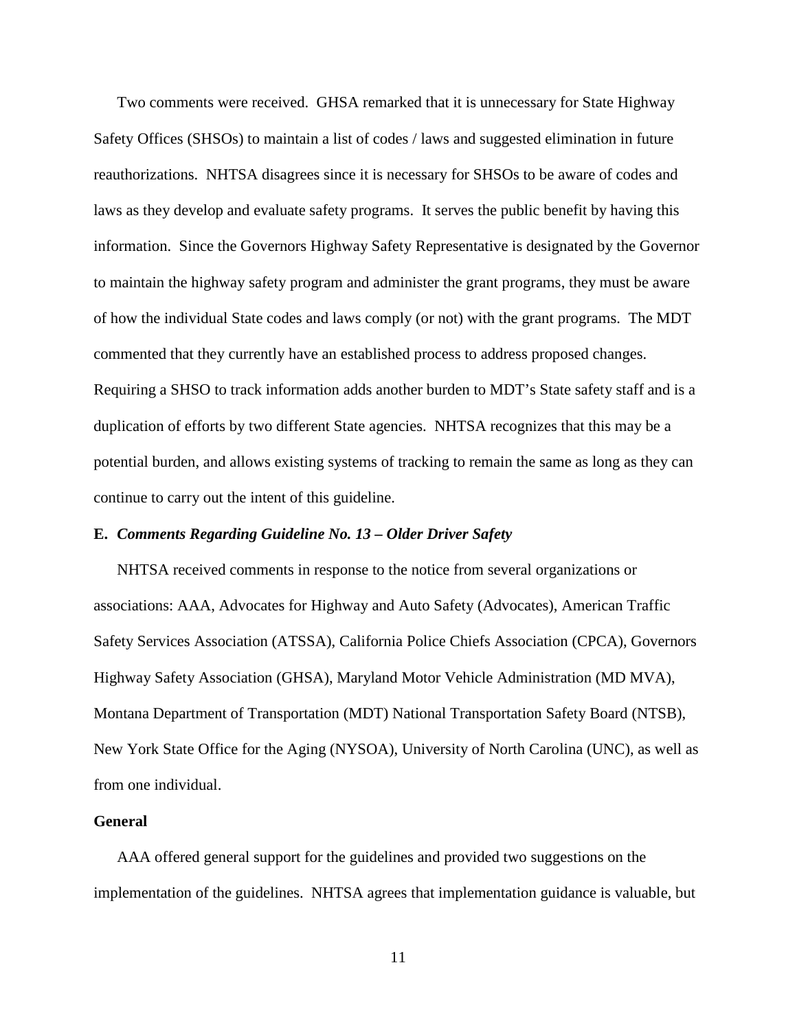Two comments were received. GHSA remarked that it is unnecessary for State Highway Safety Offices (SHSOs) to maintain a list of codes / laws and suggested elimination in future reauthorizations. NHTSA disagrees since it is necessary for SHSOs to be aware of codes and laws as they develop and evaluate safety programs. It serves the public benefit by having this information. Since the Governors Highway Safety Representative is designated by the Governor to maintain the highway safety program and administer the grant programs, they must be aware of how the individual State codes and laws comply (or not) with the grant programs. The MDT commented that they currently have an established process to address proposed changes. Requiring a SHSO to track information adds another burden to MDT's State safety staff and is a duplication of efforts by two different State agencies. NHTSA recognizes that this may be a potential burden, and allows existing systems of tracking to remain the same as long as they can continue to carry out the intent of this guideline.

### E. *Comments Regarding Guideline No. 13 – Older Driver Safety*

NHTSA received comments in response to the notice from several organizations or associations: AAA, Advocates for Highway and Auto Safety (Advocates), American Traffic Safety Services Association (ATSSA), California Police Chiefs Association (CPCA), Governors Highway Safety Association (GHSA), Maryland Motor Vehicle Administration (MD MVA), Montana Department of Transportation (MDT) National Transportation Safety Board (NTSB), New York State Office for the Aging (NYSOA), University of North Carolina (UNC), as well as from one individual.

#### General

AAA offered general support for the guidelines and provided two suggestions on the implementation of the guidelines. NHTSA agrees that implementation guidance is valuable, but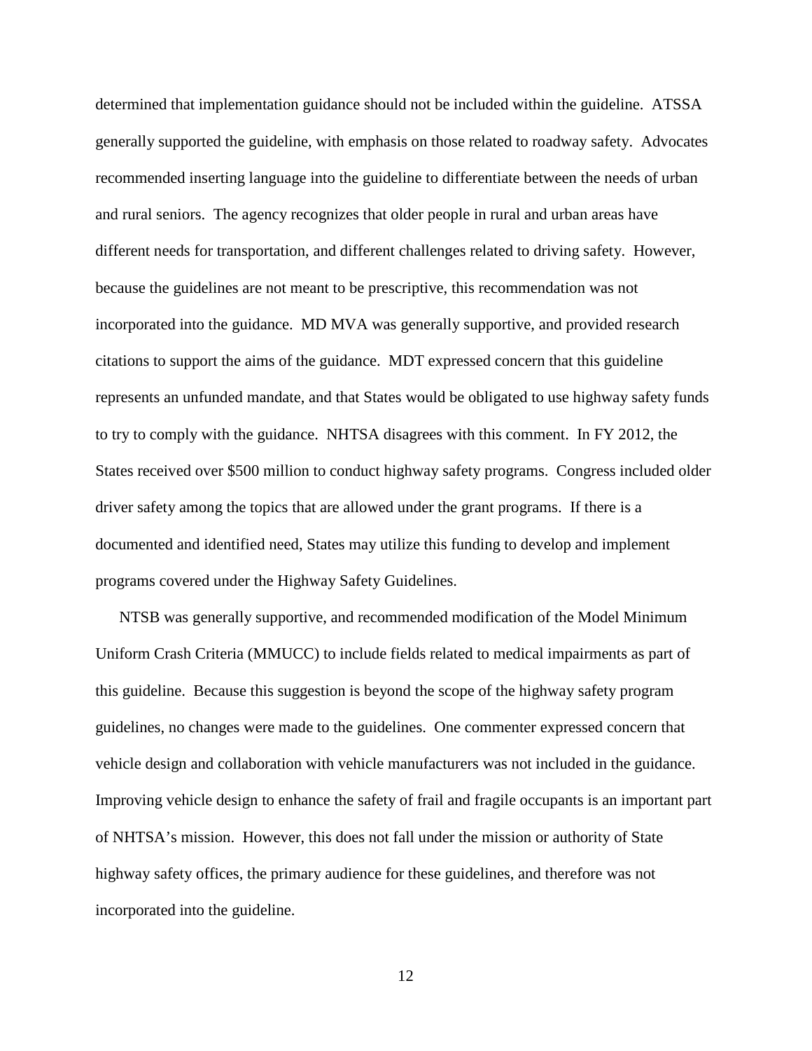determined that implementation guidance should not be included within the guideline. ATSSA generally supported the guideline, with emphasis on those related to roadway safety. Advocates recommended inserting language into the guideline to differentiate between the needs of urban and rural seniors. The agency recognizes that older people in rural and urban areas have different needs for transportation, and different challenges related to driving safety. However, because the guidelines are not meant to be prescriptive, this recommendation was not incorporated into the guidance. MD MVA was generally supportive, and provided research citations to support the aims of the guidance. MDT expressed concern that this guideline represents an unfunded mandate, and that States would be obligated to use highway safety funds to try to comply with the guidance. NHTSA disagrees with this comment. In FY 2012, the States received over $500 million to conduct highway safety programs. Congress included older driver safety among the topics that are allowed under the grant programs. If there is a documented and identified need, States may utilize this funding to develop and implement programs covered under the Highway Safety Guidelines.

NTSB was generally supportive, and recommended modification of the Model Minimum Uniform Crash Criteria (MMUCC) to include fields related to medical impairments as part of this guideline. Because this suggestion is beyond the scope of the highway safety program guidelines, no changes were made to the guidelines. One commenter expressed concern that vehicle design and collaboration with vehicle manufacturers was not included in the guidance. Improving vehicle design to enhance the safety of frail and fragile occupants is an important part of NHTSA's mission. However, this does not fall under the mission or authority of State highway safety offices, the primary audience for these guidelines, and therefore was not incorporated into the guideline.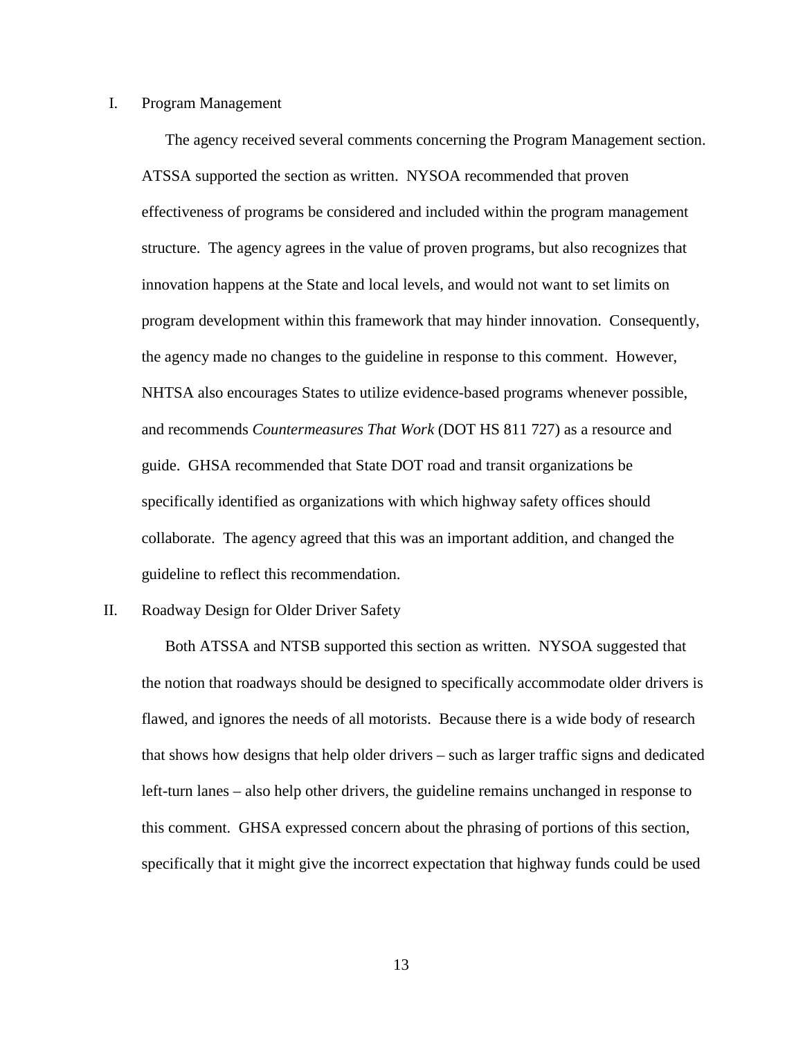I. Program Management

The agency received several comments concerning the Program Management section. ATSSA supported the section as written. NYSOA recommended that proven effectiveness of programs be considered and included within the program management structure. The agency agrees in the value of proven programs, but also recognizes that innovation happens at the State and local levels, and would not want to set limits on program development within this framework that may hinder innovation. Consequently, the agency made no changes to the guideline in response to this comment. However, NHTSA also encourages States to utilize evidence-based programs whenever possible, and recommends *Countermeasures That Work* (DOT HS 811 727) as a resource and guide. GHSA recommended that State DOT road and transit organizations be specifically identified as organizations with which highway safety offices should collaborate. The agency agreed that this was an important addition, and changed the guideline to reflect this recommendation.

II. Roadway Design for Older Driver Safety

Both ATSSA and NTSB supported this section as written. NYSOA suggested that the notion that roadways should be designed to specifically accommodate older drivers is flawed, and ignores the needs of all motorists. Because there is a wide body of research that shows how designs that help older drivers – such as larger traffic signs and dedicated left-turn lanes – also help other drivers, the guideline remains unchanged in response to this comment. GHSA expressed concern about the phrasing of portions of this section, specifically that it might give the incorrect expectation that highway funds could be used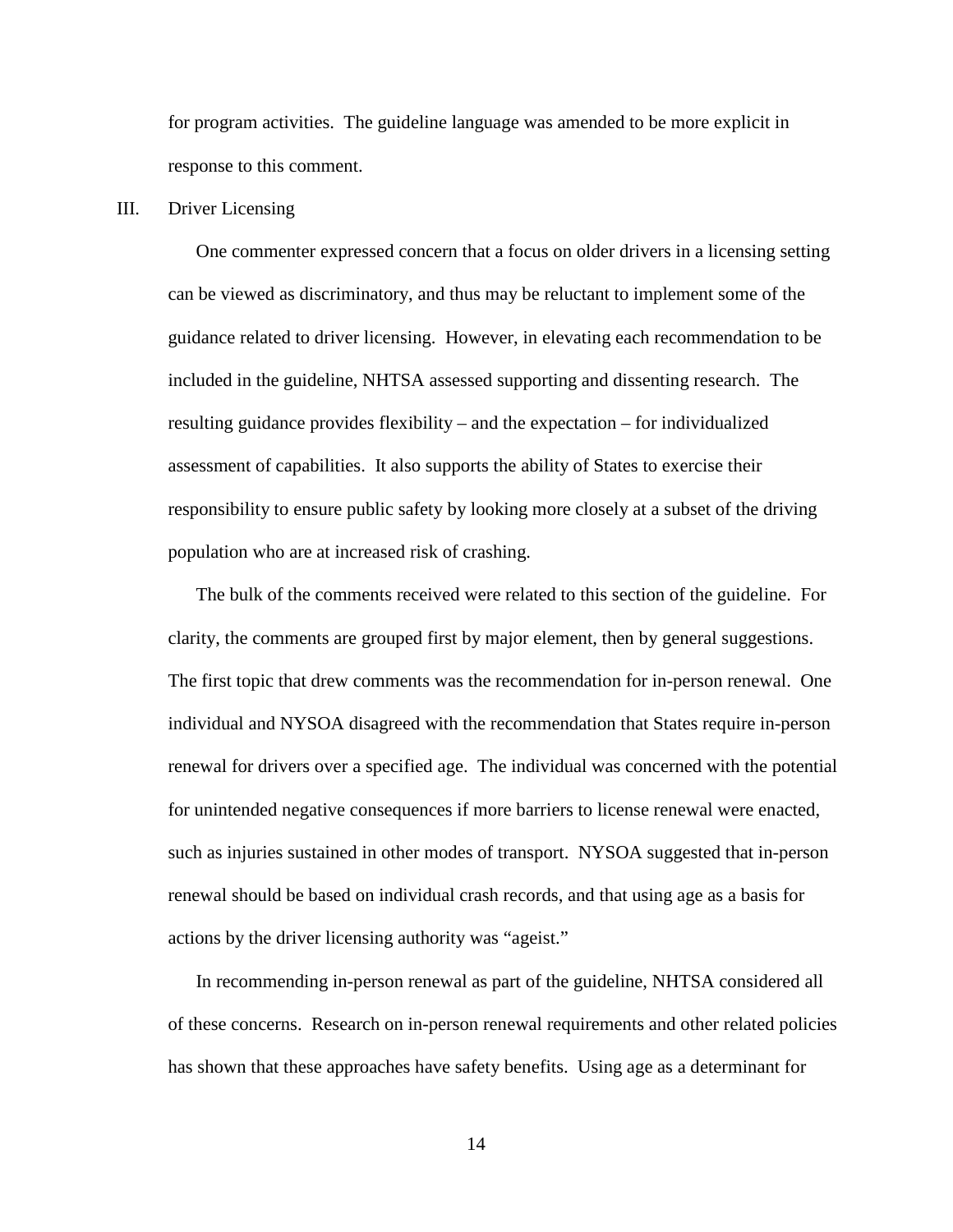for program activities. The guideline language was amended to be more explicit in response to this comment.

## III. Driver Licensing

One commenter expressed concern that a focus on older drivers in a licensing setting can be viewed as discriminatory, and thus may be reluctant to implement some of the guidance related to driver licensing. However, in elevating each recommendation to be included in the guideline, NHTSA assessed supporting and dissenting research. The resulting guidance provides flexibility – and the expectation – for individualized assessment of capabilities. It also supports the ability of States to exercise their responsibility to ensure public safety by looking more closely at a subset of the driving population who are at increased risk of crashing.

The bulk of the comments received were related to this section of the guideline. For clarity, the comments are grouped first by major element, then by general suggestions. The first topic that drew comments was the recommendation for in-person renewal. One individual and NYSOA disagreed with the recommendation that States require in-person renewal for drivers over a specified age. The individual was concerned with the potential for unintended negative consequences if more barriers to license renewal were enacted, such as injuries sustained in other modes of transport. NYSOA suggested that in-person renewal should be based on individual crash records, and that using age as a basis for actions by the driver licensing authority was "ageist."

In recommending in-person renewal as part of the guideline, NHTSA considered all of these concerns. Research on in-person renewal requirements and other related policies has shown that these approaches have safety benefits. Using age as a determinant for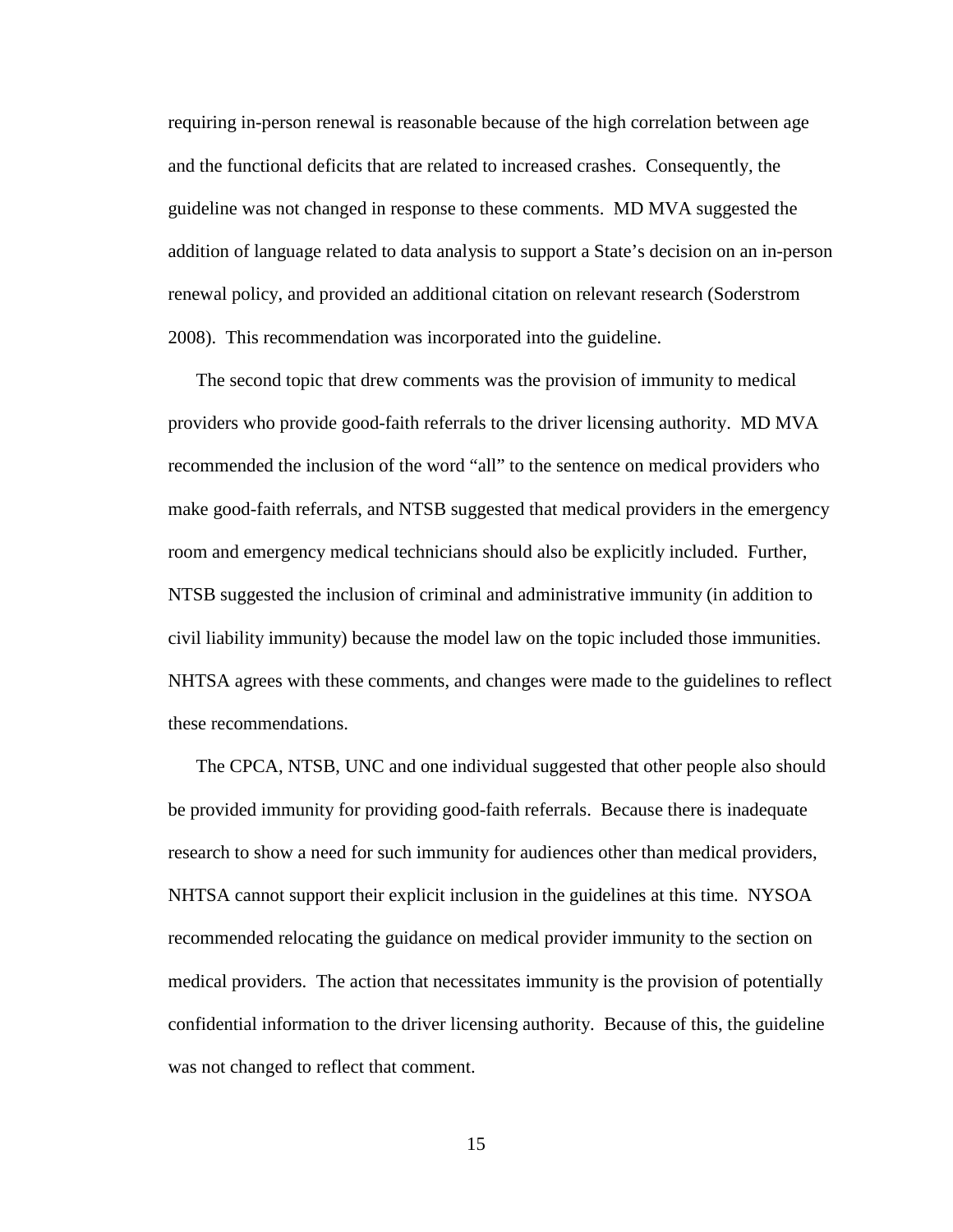requiring in-person renewal is reasonable because of the high correlation between age and the functional deficits that are related to increased crashes. Consequently, the guideline was not changed in response to these comments. MD MVA suggested the addition of language related to data analysis to support a State's decision on an in-person renewal policy, and provided an additional citation on relevant research (Soderstrom 2008). This recommendation was incorporated into the guideline.

The second topic that drew comments was the provision of immunity to medical providers who provide good-faith referrals to the driver licensing authority. MD MVA recommended the inclusion of the word "all" to the sentence on medical providers who make good-faith referrals, and NTSB suggested that medical providers in the emergency room and emergency medical technicians should also be explicitly included. Further, NTSB suggested the inclusion of criminal and administrative immunity (in addition to civil liability immunity) because the model law on the topic included those immunities. NHTSA agrees with these comments, and changes were made to the guidelines to reflect these recommendations.

The CPCA, NTSB, UNC and one individual suggested that other people also should be provided immunity for providing good-faith referrals. Because there is inadequate research to show a need for such immunity for audiences other than medical providers, NHTSA cannot support their explicit inclusion in the guidelines at this time. NYSOA recommended relocating the guidance on medical provider immunity to the section on medical providers. The action that necessitates immunity is the provision of potentially confidential information to the driver licensing authority. Because of this, the guideline was not changed to reflect that comment.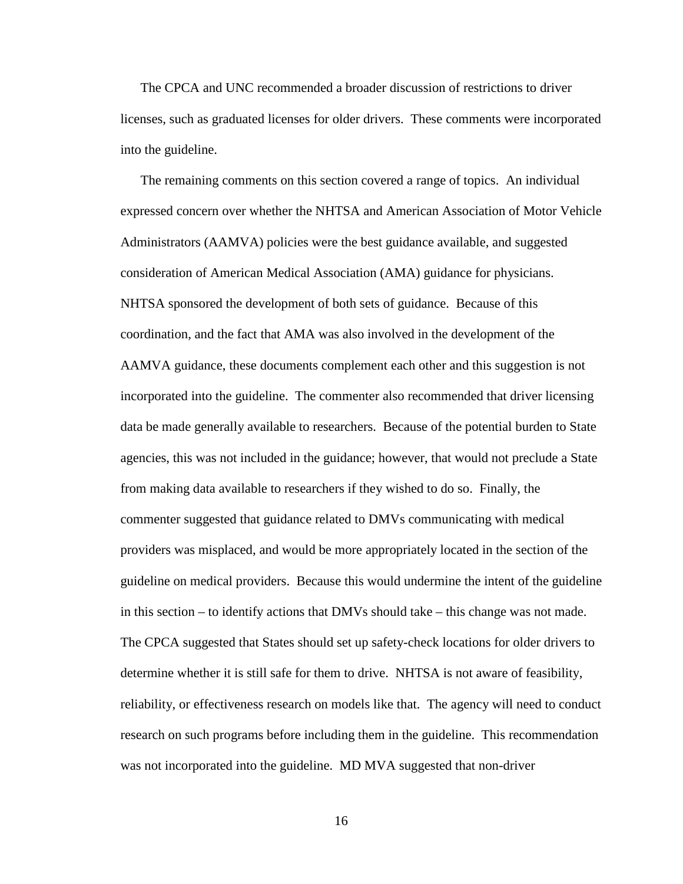The CPCA and UNC recommended a broader discussion of restrictions to driver licenses, such as graduated licenses for older drivers. These comments were incorporated into the guideline.

The remaining comments on this section covered a range of topics. An individual expressed concern over whether the NHTSA and American Association of Motor Vehicle Administrators (AAMVA) policies were the best guidance available, and suggested consideration of American Medical Association (AMA) guidance for physicians. NHTSA sponsored the development of both sets of guidance. Because of this coordination, and the fact that AMA was also involved in the development of the AAMVA guidance, these documents complement each other and this suggestion is not incorporated into the guideline. The commenter also recommended that driver licensing data be made generally available to researchers. Because of the potential burden to State agencies, this was not included in the guidance; however, that would not preclude a State from making data available to researchers if they wished to do so. Finally, the commenter suggested that guidance related to DMVs communicating with medical providers was misplaced, and would be more appropriately located in the section of the guideline on medical providers. Because this would undermine the intent of the guideline in this section – to identify actions that DMVs should take – this change was not made. The CPCA suggested that States should set up safety-check locations for older drivers to determine whether it is still safe for them to drive. NHTSA is not aware of feasibility, reliability, or effectiveness research on models like that. The agency will need to conduct research on such programs before including them in the guideline. This recommendation was not incorporated into the guideline. MD MVA suggested that non-driver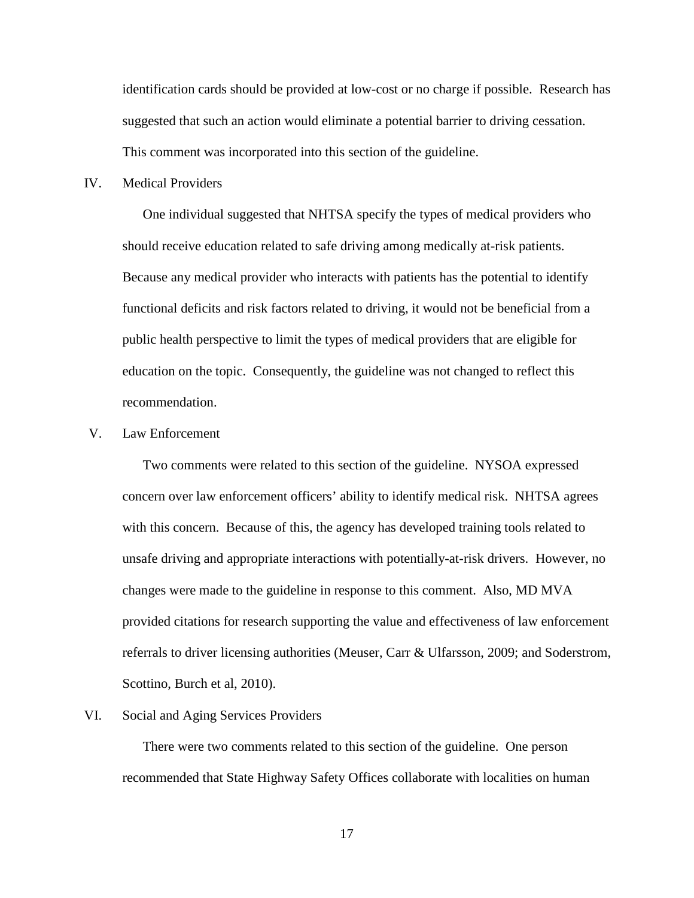identification cards should be provided at low-cost or no charge if possible. Research has suggested that such an action would eliminate a potential barrier to driving cessation. This comment was incorporated into this section of the guideline.

IV. Medical Providers

One individual suggested that NHTSA specify the types of medical providers who should receive education related to safe driving among medically at-risk patients. Because any medical provider who interacts with patients has the potential to identify functional deficits and risk factors related to driving, it would not be beneficial from a public health perspective to limit the types of medical providers that are eligible for education on the topic. Consequently, the guideline was not changed to reflect this recommendation.

V. Law Enforcement

Two comments were related to this section of the guideline. NYSOA expressed concern over law enforcement officers' ability to identify medical risk. NHTSA agrees with this concern. Because of this, the agency has developed training tools related to unsafe driving and appropriate interactions with potentially-at-risk drivers. However, no changes were made to the guideline in response to this comment. Also, MD MVA provided citations for research supporting the value and effectiveness of law enforcement referrals to driver licensing authorities (Meuser, Carr & Ulfarsson, 2009; and Soderstrom, Scottino, Burch et al, 2010).

VI. Social and Aging Services Providers

There were two comments related to this section of the guideline. One person recommended that State Highway Safety Offices collaborate with localities on human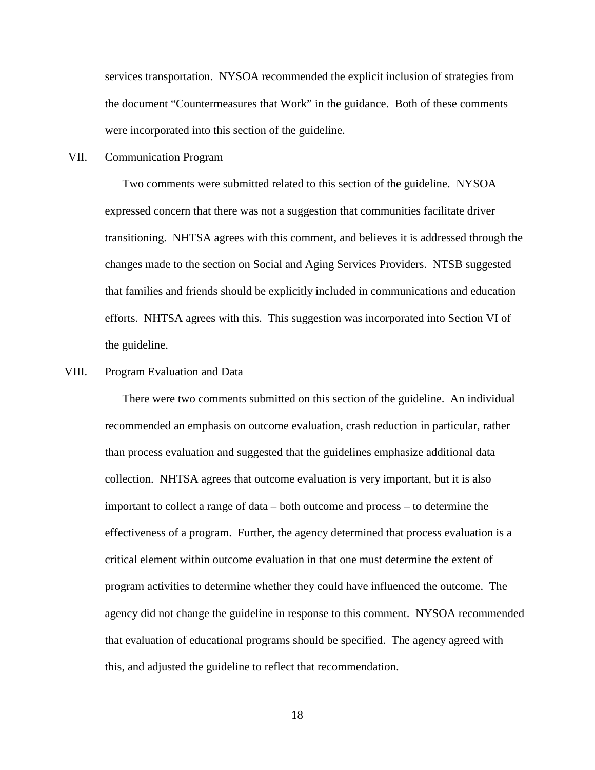services transportation. NYSOA recommended the explicit inclusion of strategies from the document "Countermeasures that Work" in the guidance. Both of these comments were incorporated into this section of the guideline.

VII. Communication Program

Two comments were submitted related to this section of the guideline. NYSOA expressed concern that there was not a suggestion that communities facilitate driver transitioning. NHTSA agrees with this comment, and believes it is addressed through the changes made to the section on Social and Aging Services Providers. NTSB suggested that families and friends should be explicitly included in communications and education efforts. NHTSA agrees with this. This suggestion was incorporated into Section VI of the guideline.

VIII. Program Evaluation and Data

There were two comments submitted on this section of the guideline. An individual recommended an emphasis on outcome evaluation, crash reduction in particular, rather than process evaluation and suggested that the guidelines emphasize additional data collection. NHTSA agrees that outcome evaluation is very important, but it is also important to collect a range of data – both outcome and process – to determine the effectiveness of a program. Further, the agency determined that process evaluation is a critical element within outcome evaluation in that one must determine the extent of program activities to determine whether they could have influenced the outcome. The agency did not change the guideline in response to this comment. NYSOA recommended that evaluation of educational programs should be specified. The agency agreed with this, and adjusted the guideline to reflect that recommendation.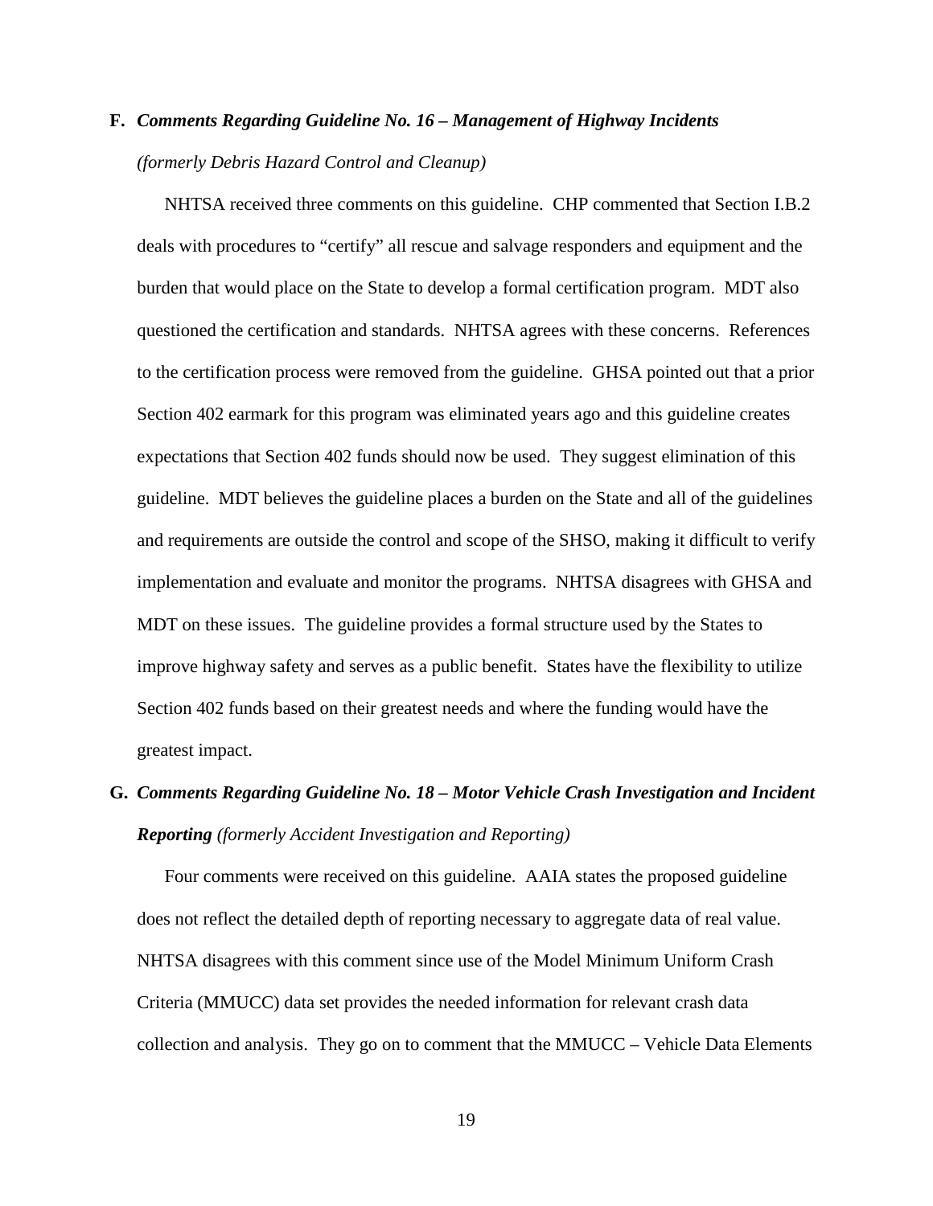**F.** ***Comments Regarding Guideline No. 16 – Management of Highway Incidents*** *(formerly Debris Hazard Control and Cleanup)*

NHTSA received three comments on this guideline. CHP commented that Section I.B.2 deals with procedures to "certify" all rescue and salvage responders and equipment and the burden that would place on the State to develop a formal certification program. MDT also questioned the certification and standards. NHTSA agrees with these concerns. References to the certification process were removed from the guideline. GHSA pointed out that a prior Section 402 earmark for this program was eliminated years ago and this guideline creates expectations that Section 402 funds should now be used. They suggest elimination of this guideline. MDT believes the guideline places a burden on the State and all of the guidelines and requirements are outside the control and scope of the SHSO, making it difficult to verify implementation and evaluate and monitor the programs. NHTSA disagrees with GHSA and MDT on these issues. The guideline provides a formal structure used by the States to improve highway safety and serves as a public benefit. States have the flexibility to utilize Section 402 funds based on their greatest needs and where the funding would have the greatest impact.

**G.** ***Comments Regarding Guideline No. 18 – Motor Vehicle Crash Investigation and Incident Reporting*** *(formerly Accident Investigation and Reporting)*

Four comments were received on this guideline. AAIA states the proposed guideline does not reflect the detailed depth of reporting necessary to aggregate data of real value. NHTSA disagrees with this comment since use of the Model Minimum Uniform Crash Criteria (MMUCC) data set provides the needed information for relevant crash data collection and analysis. They go on to comment that the MMUCC – Vehicle Data Elements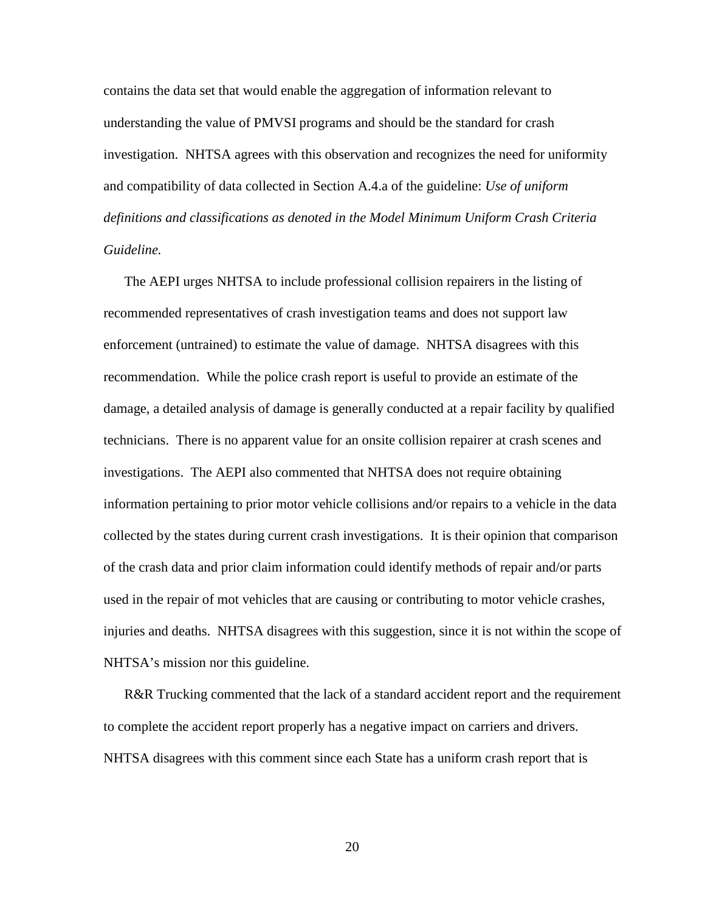contains the data set that would enable the aggregation of information relevant to understanding the value of PMVSI programs and should be the standard for crash investigation. NHTSA agrees with this observation and recognizes the need for uniformity and compatibility of data collected in Section A.4.a of the guideline: *Use of uniform definitions and classifications as denoted in the Model Minimum Uniform Crash Criteria Guideline.*

The AEPI urges NHTSA to include professional collision repairers in the listing of recommended representatives of crash investigation teams and does not support law enforcement (untrained) to estimate the value of damage. NHTSA disagrees with this recommendation. While the police crash report is useful to provide an estimate of the damage, a detailed analysis of damage is generally conducted at a repair facility by qualified technicians. There is no apparent value for an onsite collision repairer at crash scenes and investigations. The AEPI also commented that NHTSA does not require obtaining information pertaining to prior motor vehicle collisions and/or repairs to a vehicle in the data collected by the states during current crash investigations. It is their opinion that comparison of the crash data and prior claim information could identify methods of repair and/or parts used in the repair of mot vehicles that are causing or contributing to motor vehicle crashes, injuries and deaths. NHTSA disagrees with this suggestion, since it is not within the scope of NHTSA's mission nor this guideline.

R&R Trucking commented that the lack of a standard accident report and the requirement to complete the accident report properly has a negative impact on carriers and drivers. NHTSA disagrees with this comment since each State has a uniform crash report that is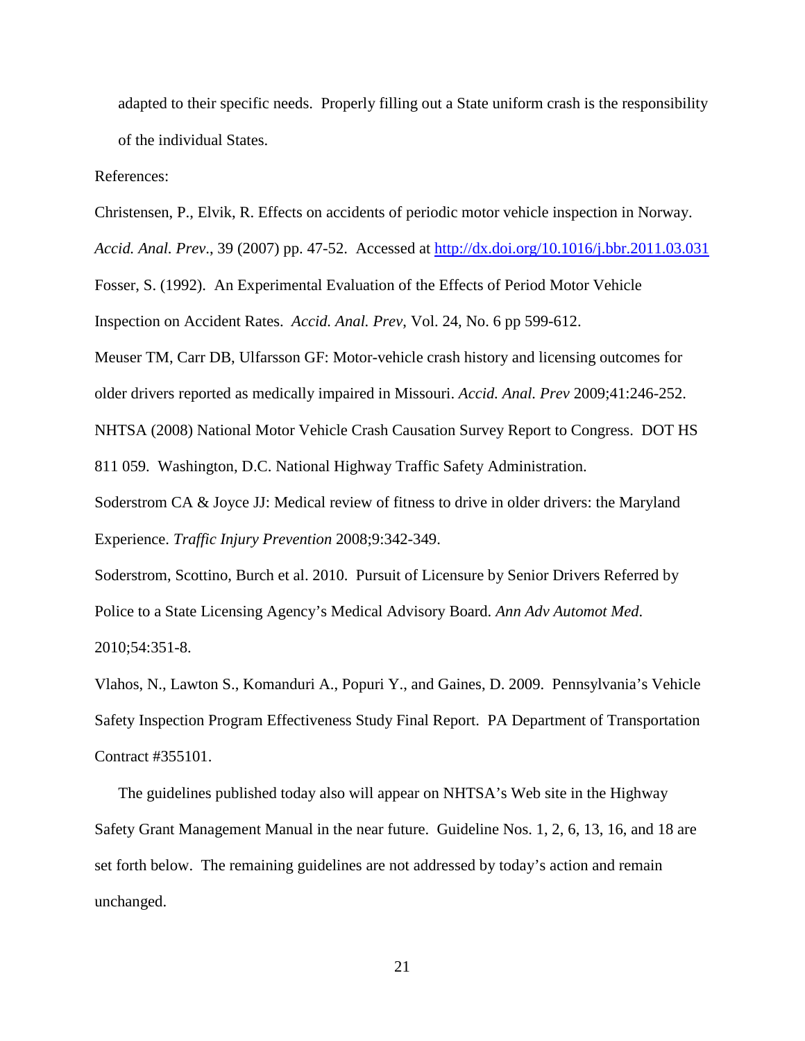adapted to their specific needs. Properly filling out a State uniform crash is the responsibility of the individual States.

References:

Christensen, P., Elvik, R. Effects on accidents of periodic motor vehicle inspection in Norway. *Accid. Anal. Prev*., 39 (2007) pp. 47-52. Accessed at [http://dx.doi.org/10.1016/j.bbr.2011.03.031](http://dx.doi.org/10.1016/j.bbr.2011.03.031)

Fosser, S. (1992). An Experimental Evaluation of the Effects of Period Motor Vehicle Inspection on Accident Rates. *Accid. Anal. Prev*, Vol. 24, No. 6 pp 599-612.

Meuser TM, Carr DB, Ulfarsson GF: Motor-vehicle crash history and licensing outcomes for older drivers reported as medically impaired in Missouri. *Accid. Anal. Prev* 2009;41:246-252.

NHTSA (2008) National Motor Vehicle Crash Causation Survey Report to Congress. DOT HS 811 059. Washington, D.C. National Highway Traffic Safety Administration.

Soderstrom CA & Joyce JJ: Medical review of fitness to drive in older drivers: the Maryland Experience. *Traffic Injury Prevention* 2008;9:342-349.

Soderstrom, Scottino, Burch et al. 2010. Pursuit of Licensure by Senior Drivers Referred by Police to a State Licensing Agency's Medical Advisory Board. *Ann Adv Automot Med*. 2010;54:351-8.

Vlahos, N., Lawton S., Komanduri A., Popuri Y., and Gaines, D. 2009. Pennsylvania's Vehicle Safety Inspection Program Effectiveness Study Final Report. PA Department of Transportation Contract #355101.

The guidelines published today also will appear on NHTSA's Web site in the Highway Safety Grant Management Manual in the near future. Guideline Nos. 1, 2, 6, 13, 16, and 18 are set forth below. The remaining guidelines are not addressed by today's action and remain unchanged.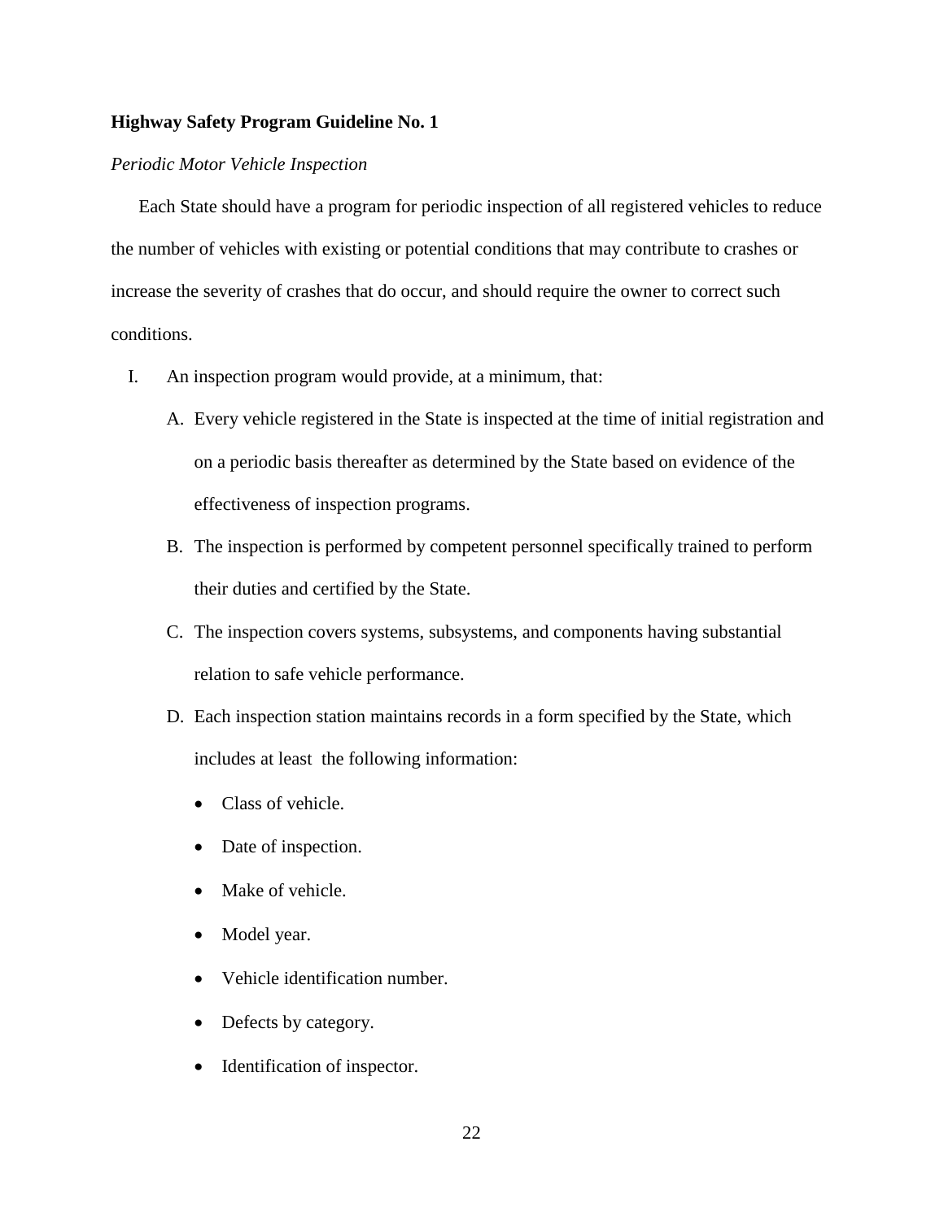**Highway Safety Program Guideline No. 1**

*Periodic Motor Vehicle Inspection*

Each State should have a program for periodic inspection of all registered vehicles to reduce the number of vehicles with existing or potential conditions that may contribute to crashes or increase the severity of crashes that do occur, and should require the owner to correct such conditions.

I. An inspection program would provide, at a minimum, that:

   A. Every vehicle registered in the State is inspected at the time of initial registration and on a periodic basis thereafter as determined by the State based on evidence of the effectiveness of inspection programs.

   B. The inspection is performed by competent personnel specifically trained to perform their duties and certified by the State.

   C. The inspection covers systems, subsystems, and components having substantial relation to safe vehicle performance.

   D. Each inspection station maintains records in a form specified by the State, which includes at least the following information:

      - Class of vehicle.
      - Date of inspection.
      - Make of vehicle.
      - Model year.
      - Vehicle identification number.
      - Defects by category.
      - Identification of inspector.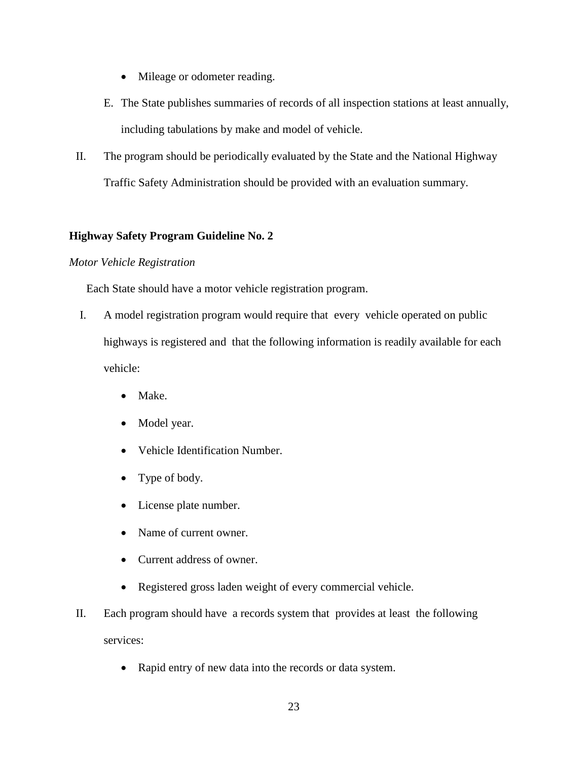- Mileage or odometer reading.

E. The State publishes summaries of records of all inspection stations at least annually, including tabulations by make and model of vehicle.

II. The program should be periodically evaluated by the State and the National Highway Traffic Safety Administration should be provided with an evaluation summary.

**Highway Safety Program Guideline No. 2**

*Motor Vehicle Registration*

Each State should have a motor vehicle registration program.

I. A model registration program would require that every vehicle operated on public highways is registered and that the following information is readily available for each vehicle:

- Make.
- Model year.
- Vehicle Identification Number.
- Type of body.
- License plate number.
- Name of current owner.
- Current address of owner.
- Registered gross laden weight of every commercial vehicle.

II. Each program should have a records system that provides at least the following services:

- Rapid entry of new data into the records or data system.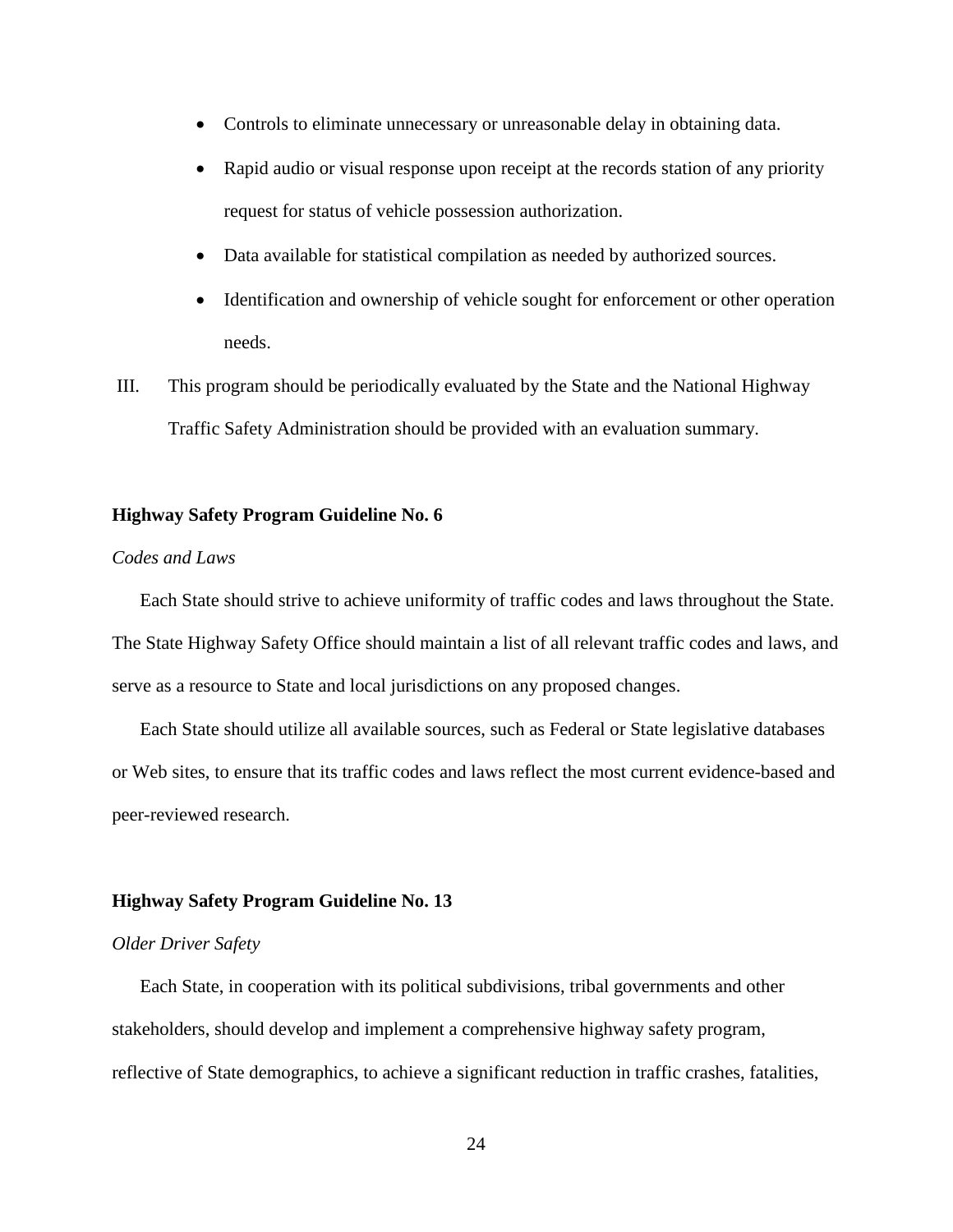- Controls to eliminate unnecessary or unreasonable delay in obtaining data.
- Rapid audio or visual response upon receipt at the records station of any priority request for status of vehicle possession authorization.
- Data available for statistical compilation as needed by authorized sources.
- Identification and ownership of vehicle sought for enforcement or other operation needs.

III. This program should be periodically evaluated by the State and the National Highway Traffic Safety Administration should be provided with an evaluation summary.

**Highway Safety Program Guideline No. 6**

*Codes and Laws*

Each State should strive to achieve uniformity of traffic codes and laws throughout the State. The State Highway Safety Office should maintain a list of all relevant traffic codes and laws, and serve as a resource to State and local jurisdictions on any proposed changes.

Each State should utilize all available sources, such as Federal or State legislative databases or Web sites, to ensure that its traffic codes and laws reflect the most current evidence-based and peer-reviewed research.

**Highway Safety Program Guideline No. 13**

*Older Driver Safety*

Each State, in cooperation with its political subdivisions, tribal governments and other stakeholders, should develop and implement a comprehensive highway safety program, reflective of State demographics, to achieve a significant reduction in traffic crashes, fatalities,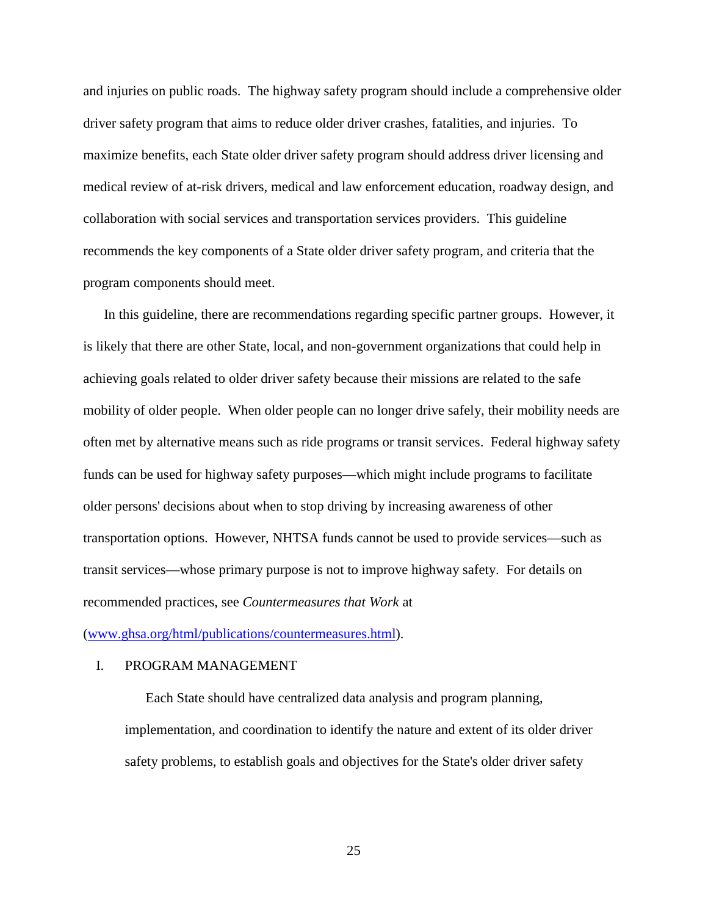and injuries on public roads. The highway safety program should include a comprehensive older driver safety program that aims to reduce older driver crashes, fatalities, and injuries. To maximize benefits, each State older driver safety program should address driver licensing and medical review of at-risk drivers, medical and law enforcement education, roadway design, and collaboration with social services and transportation services providers. This guideline recommends the key components of a State older driver safety program, and criteria that the program components should meet.

In this guideline, there are recommendations regarding specific partner groups. However, it is likely that there are other State, local, and non-government organizations that could help in achieving goals related to older driver safety because their missions are related to the safe mobility of older people. When older people can no longer drive safely, their mobility needs are often met by alternative means such as ride programs or transit services. Federal highway safety funds can be used for highway safety purposes—which might include programs to facilitate older persons' decisions about when to stop driving by increasing awareness of other transportation options. However, NHTSA funds cannot be used to provide services—such as transit services—whose primary purpose is not to improve highway safety. For details on recommended practices, see *Countermeasures that Work* at (www.ghsa.org/html/publications/countermeasures.html).

## I. PROGRAM MANAGEMENT

Each State should have centralized data analysis and program planning, implementation, and coordination to identify the nature and extent of its older driver safety problems, to establish goals and objectives for the State's older driver safety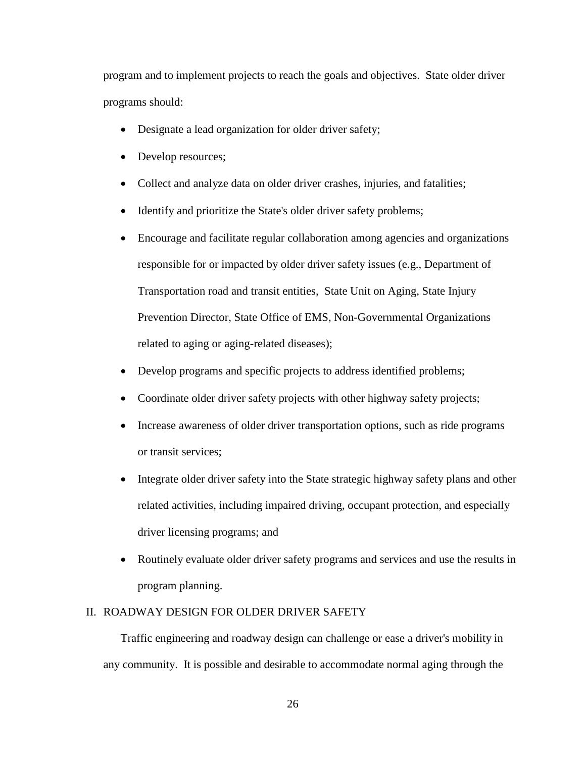program and to implement projects to reach the goals and objectives. State older driver programs should:

- Designate a lead organization for older driver safety;
- Develop resources;
- Collect and analyze data on older driver crashes, injuries, and fatalities;
- Identify and prioritize the State's older driver safety problems;
- Encourage and facilitate regular collaboration among agencies and organizations responsible for or impacted by older driver safety issues (e.g., Department of Transportation road and transit entities, State Unit on Aging, State Injury Prevention Director, State Office of EMS, Non-Governmental Organizations related to aging or aging-related diseases);
- Develop programs and specific projects to address identified problems;
- Coordinate older driver safety projects with other highway safety projects;
- Increase awareness of older driver transportation options, such as ride programs or transit services;
- Integrate older driver safety into the State strategic highway safety plans and other related activities, including impaired driving, occupant protection, and especially driver licensing programs; and
- Routinely evaluate older driver safety programs and services and use the results in program planning.

## II. ROADWAY DESIGN FOR OLDER DRIVER SAFETY

Traffic engineering and roadway design can challenge or ease a driver's mobility in any community. It is possible and desirable to accommodate normal aging through the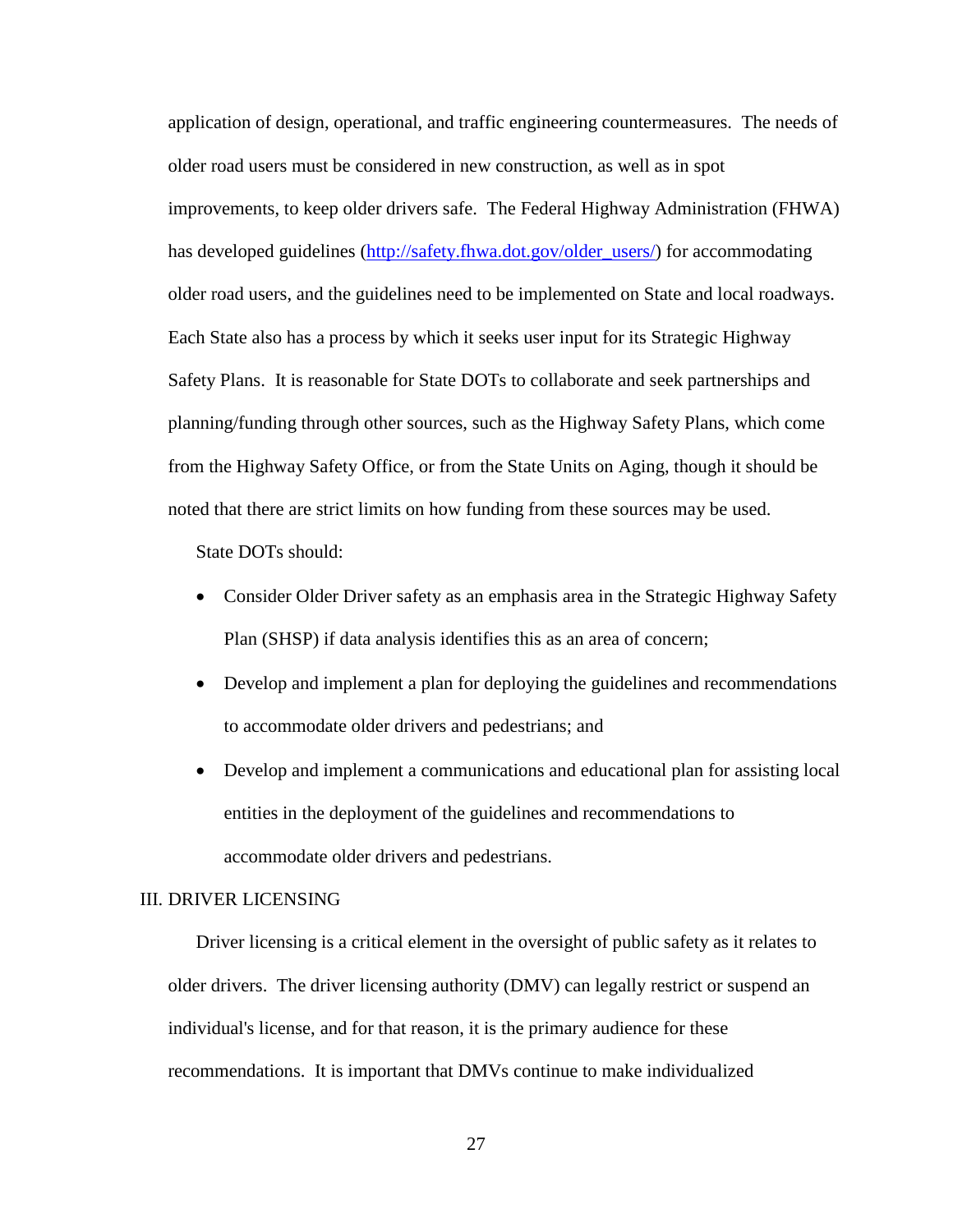application of design, operational, and traffic engineering countermeasures. The needs of older road users must be considered in new construction, as well as in spot improvements, to keep older drivers safe. The Federal Highway Administration (FHWA) has developed guidelines ([http://safety.fhwa.dot.gov/older_users/](http://safety.fhwa.dot.gov/older_users/)) for accommodating older road users, and the guidelines need to be implemented on State and local roadways. Each State also has a process by which it seeks user input for its Strategic Highway Safety Plans. It is reasonable for State DOTs to collaborate and seek partnerships and planning/funding through other sources, such as the Highway Safety Plans, which come from the Highway Safety Office, or from the State Units on Aging, though it should be noted that there are strict limits on how funding from these sources may be used.

State DOTs should:

- Consider Older Driver safety as an emphasis area in the Strategic Highway Safety Plan (SHSP) if data analysis identifies this as an area of concern;
- Develop and implement a plan for deploying the guidelines and recommendations to accommodate older drivers and pedestrians; and
- Develop and implement a communications and educational plan for assisting local entities in the deployment of the guidelines and recommendations to accommodate older drivers and pedestrians.

## III. DRIVER LICENSING

Driver licensing is a critical element in the oversight of public safety as it relates to older drivers. The driver licensing authority (DMV) can legally restrict or suspend an individual's license, and for that reason, it is the primary audience for these recommendations. It is important that DMVs continue to make individualized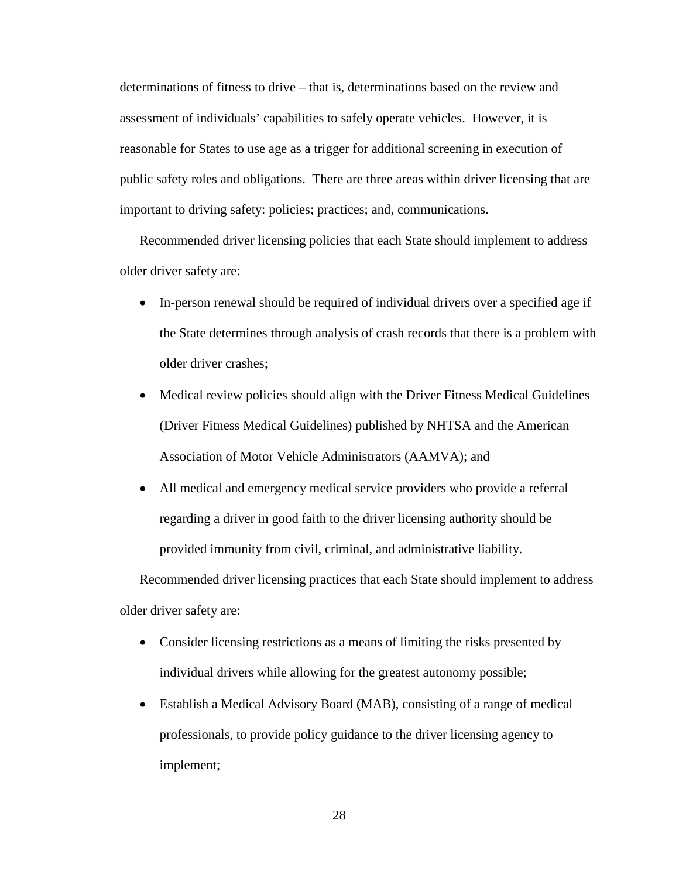determinations of fitness to drive – that is, determinations based on the review and assessment of individuals' capabilities to safely operate vehicles. However, it is reasonable for States to use age as a trigger for additional screening in execution of public safety roles and obligations. There are three areas within driver licensing that are important to driving safety: policies; practices; and, communications.

Recommended driver licensing policies that each State should implement to address older driver safety are:

- In-person renewal should be required of individual drivers over a specified age if the State determines through analysis of crash records that there is a problem with older driver crashes;
- Medical review policies should align with the Driver Fitness Medical Guidelines (Driver Fitness Medical Guidelines) published by NHTSA and the American Association of Motor Vehicle Administrators (AAMVA); and
- All medical and emergency medical service providers who provide a referral regarding a driver in good faith to the driver licensing authority should be provided immunity from civil, criminal, and administrative liability.

Recommended driver licensing practices that each State should implement to address older driver safety are:

- Consider licensing restrictions as a means of limiting the risks presented by individual drivers while allowing for the greatest autonomy possible;
- Establish a Medical Advisory Board (MAB), consisting of a range of medical professionals, to provide policy guidance to the driver licensing agency to implement;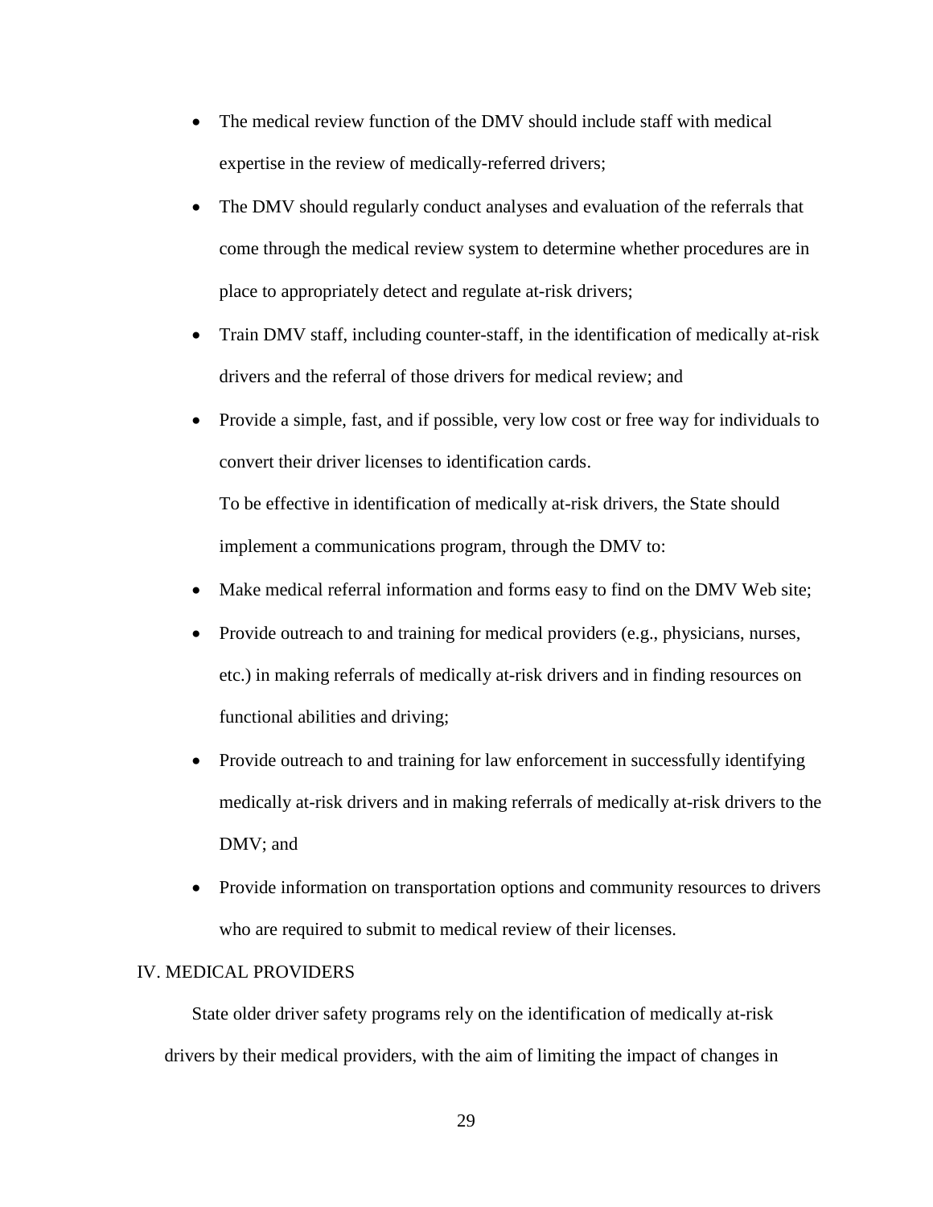- The medical review function of the DMV should include staff with medical expertise in the review of medically-referred drivers;
- The DMV should regularly conduct analyses and evaluation of the referrals that come through the medical review system to determine whether procedures are in place to appropriately detect and regulate at-risk drivers;
- Train DMV staff, including counter-staff, in the identification of medically at-risk drivers and the referral of those drivers for medical review; and
- Provide a simple, fast, and if possible, very low cost or free way for individuals to convert their driver licenses to identification cards.

To be effective in identification of medically at-risk drivers, the State should implement a communications program, through the DMV to:

- Make medical referral information and forms easy to find on the DMV Web site;
- Provide outreach to and training for medical providers (e.g., physicians, nurses, etc.) in making referrals of medically at-risk drivers and in finding resources on functional abilities and driving;
- Provide outreach to and training for law enforcement in successfully identifying medically at-risk drivers and in making referrals of medically at-risk drivers to the DMV; and
- Provide information on transportation options and community resources to drivers who are required to submit to medical review of their licenses.

## IV. MEDICAL PROVIDERS

State older driver safety programs rely on the identification of medically at-risk drivers by their medical providers, with the aim of limiting the impact of changes in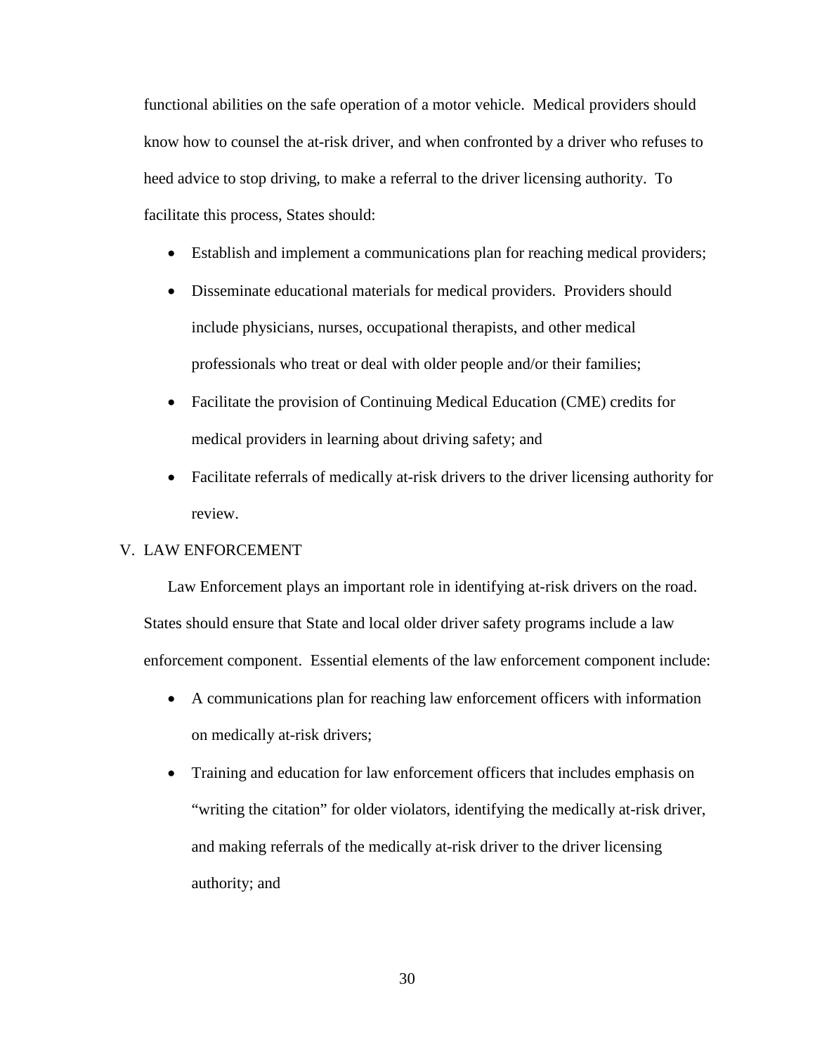functional abilities on the safe operation of a motor vehicle. Medical providers should know how to counsel the at-risk driver, and when confronted by a driver who refuses to heed advice to stop driving, to make a referral to the driver licensing authority. To facilitate this process, States should:

- Establish and implement a communications plan for reaching medical providers;
- Disseminate educational materials for medical providers. Providers should include physicians, nurses, occupational therapists, and other medical professionals who treat or deal with older people and/or their families;
- Facilitate the provision of Continuing Medical Education (CME) credits for medical providers in learning about driving safety; and
- Facilitate referrals of medically at-risk drivers to the driver licensing authority for review.

## V. LAW ENFORCEMENT

Law Enforcement plays an important role in identifying at-risk drivers on the road. States should ensure that State and local older driver safety programs include a law enforcement component. Essential elements of the law enforcement component include:

- A communications plan for reaching law enforcement officers with information on medically at-risk drivers;
- Training and education for law enforcement officers that includes emphasis on "writing the citation" for older violators, identifying the medically at-risk driver, and making referrals of the medically at-risk driver to the driver licensing authority; and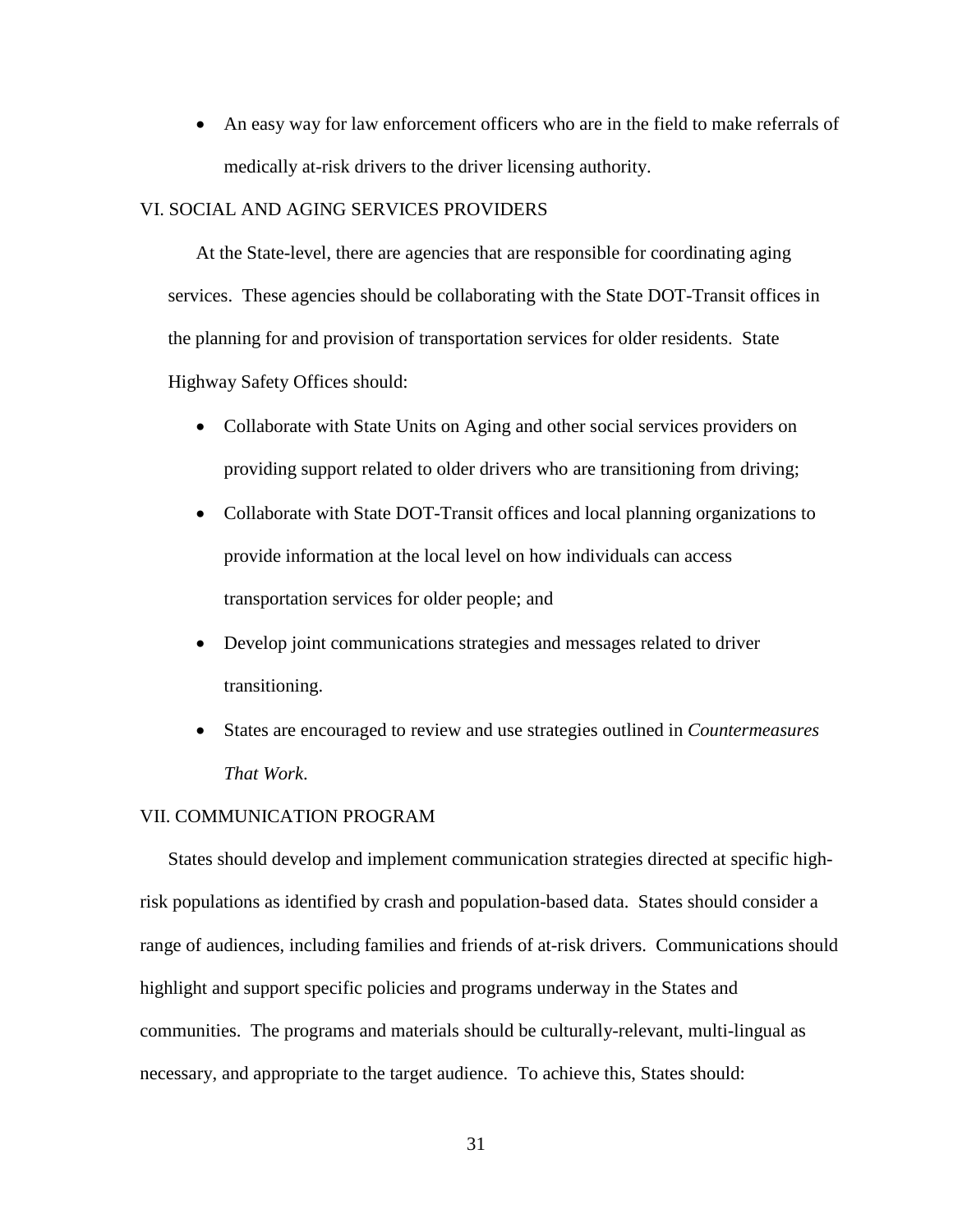- An easy way for law enforcement officers who are in the field to make referrals of medically at-risk drivers to the driver licensing authority.

## VI. SOCIAL AND AGING SERVICES PROVIDERS

At the State-level, there are agencies that are responsible for coordinating aging services. These agencies should be collaborating with the State DOT-Transit offices in the planning for and provision of transportation services for older residents. State Highway Safety Offices should:

- Collaborate with State Units on Aging and other social services providers on providing support related to older drivers who are transitioning from driving;
- Collaborate with State DOT-Transit offices and local planning organizations to provide information at the local level on how individuals can access transportation services for older people; and
- Develop joint communications strategies and messages related to driver transitioning.
- States are encouraged to review and use strategies outlined in *Countermeasures That Work*.

## VII. COMMUNICATION PROGRAM

States should develop and implement communication strategies directed at specific high-risk populations as identified by crash and population-based data. States should consider a range of audiences, including families and friends of at-risk drivers. Communications should highlight and support specific policies and programs underway in the States and communities. The programs and materials should be culturally-relevant, multi-lingual as necessary, and appropriate to the target audience. To achieve this, States should: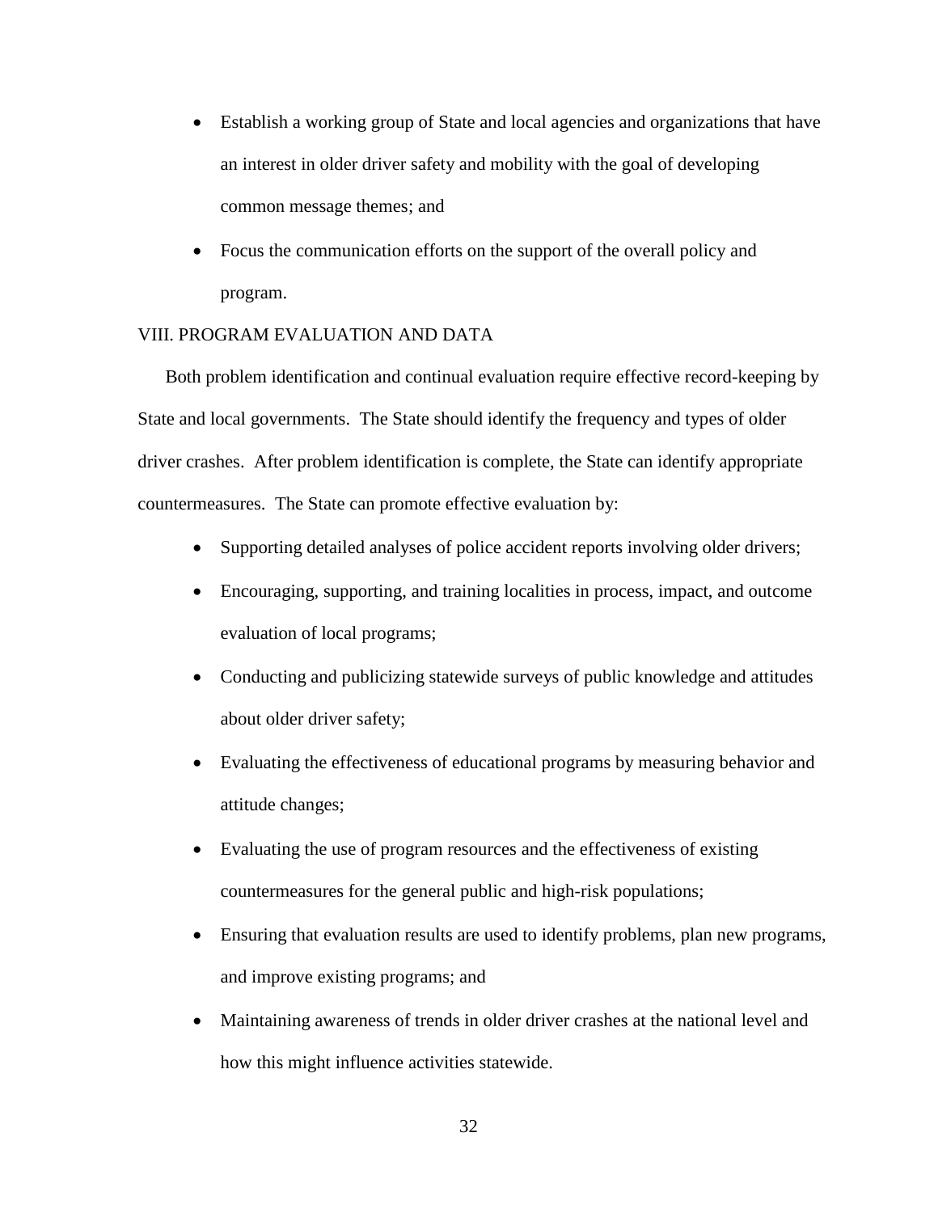- Establish a working group of State and local agencies and organizations that have an interest in older driver safety and mobility with the goal of developing common message themes; and
- Focus the communication efforts on the support of the overall policy and program.

## VIII. PROGRAM EVALUATION AND DATA

Both problem identification and continual evaluation require effective record-keeping by State and local governments. The State should identify the frequency and types of older driver crashes. After problem identification is complete, the State can identify appropriate countermeasures. The State can promote effective evaluation by:

- Supporting detailed analyses of police accident reports involving older drivers;
- Encouraging, supporting, and training localities in process, impact, and outcome evaluation of local programs;
- Conducting and publicizing statewide surveys of public knowledge and attitudes about older driver safety;
- Evaluating the effectiveness of educational programs by measuring behavior and attitude changes;
- Evaluating the use of program resources and the effectiveness of existing countermeasures for the general public and high-risk populations;
- Ensuring that evaluation results are used to identify problems, plan new programs, and improve existing programs; and
- Maintaining awareness of trends in older driver crashes at the national level and how this might influence activities statewide.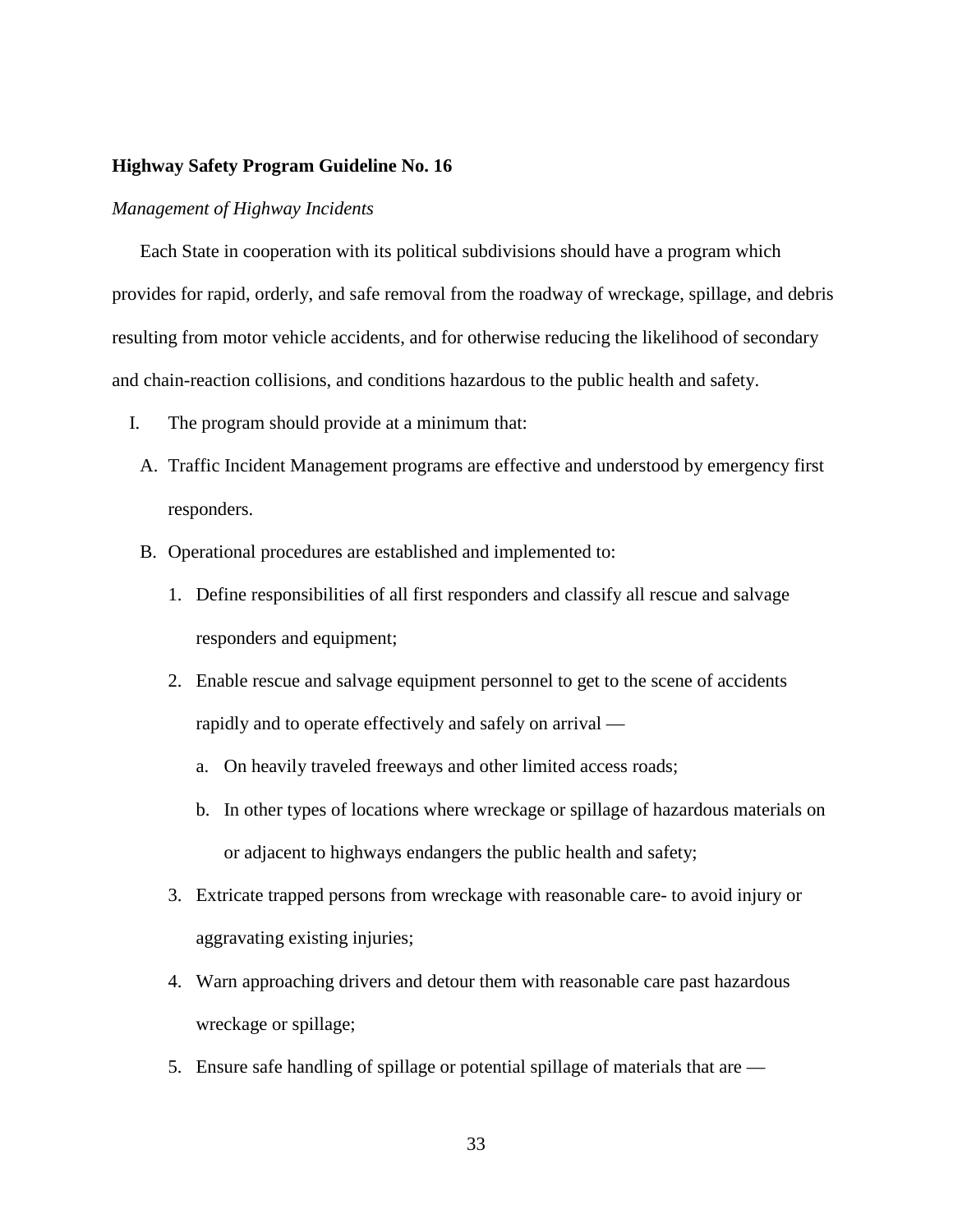**Highway Safety Program Guideline No. 16**

*Management of Highway Incidents*

Each State in cooperation with its political subdivisions should have a program which provides for rapid, orderly, and safe removal from the roadway of wreckage, spillage, and debris resulting from motor vehicle accidents, and for otherwise reducing the likelihood of secondary and chain-reaction collisions, and conditions hazardous to the public health and safety.

I. The program should provide at a minimum that:

   A. Traffic Incident Management programs are effective and understood by emergency first responders.

   B. Operational procedures are established and implemented to:

      1. Define responsibilities of all first responders and classify all rescue and salvage responders and equipment;

      2. Enable rescue and salvage equipment personnel to get to the scene of accidents rapidly and to operate effectively and safely on arrival —

         a. On heavily traveled freeways and other limited access roads;

         b. In other types of locations where wreckage or spillage of hazardous materials on or adjacent to highways endangers the public health and safety;

      3. Extricate trapped persons from wreckage with reasonable care- to avoid injury or aggravating existing injuries;

      4. Warn approaching drivers and detour them with reasonable care past hazardous wreckage or spillage;

      5. Ensure safe handling of spillage or potential spillage of materials that are —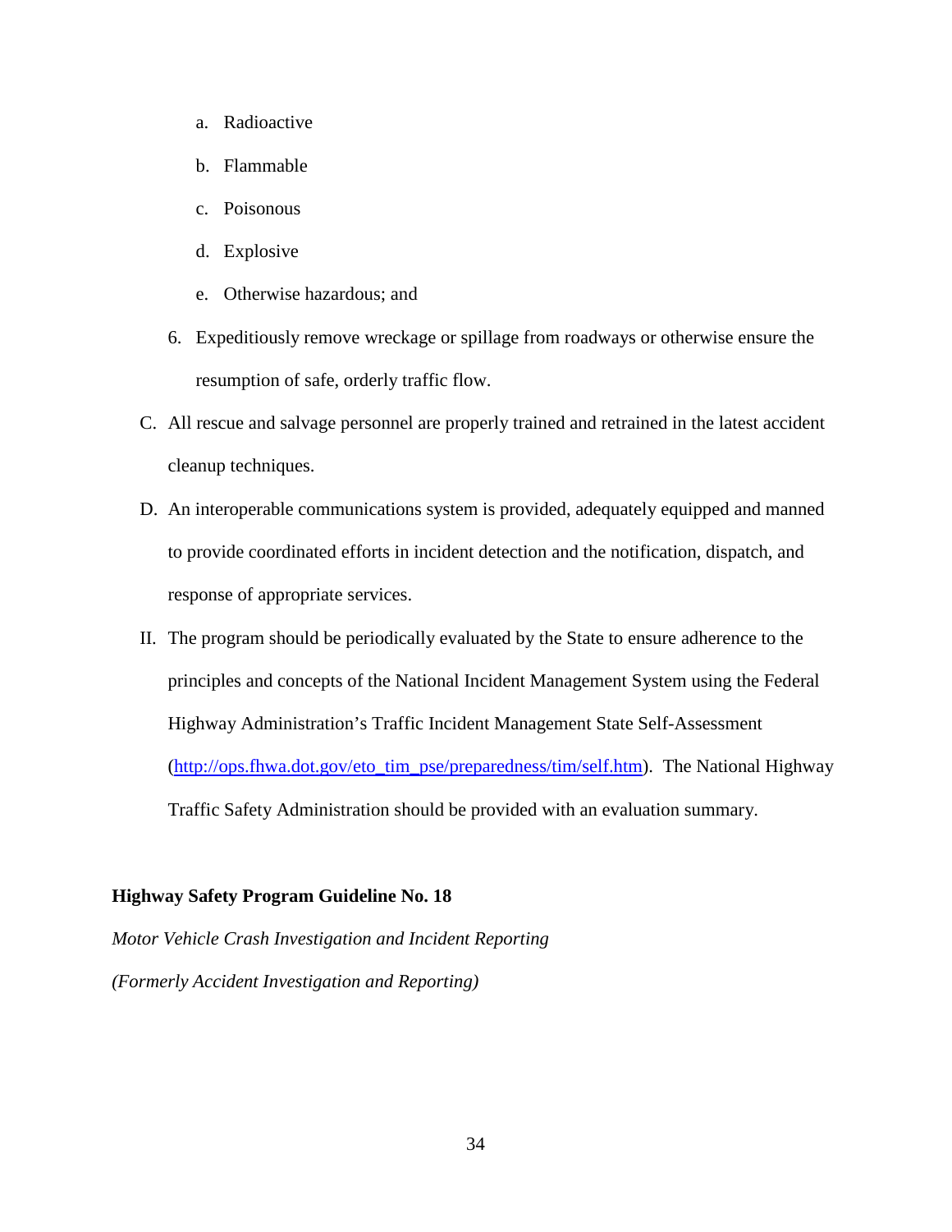a. Radioactive

b. Flammable

c. Poisonous

d. Explosive

e. Otherwise hazardous; and

6. Expeditiously remove wreckage or spillage from roadways or otherwise ensure the resumption of safe, orderly traffic flow.

C. All rescue and salvage personnel are properly trained and retrained in the latest accident cleanup techniques.

D. An interoperable communications system is provided, adequately equipped and manned to provide coordinated efforts in incident detection and the notification, dispatch, and response of appropriate services.

II. The program should be periodically evaluated by the State to ensure adherence to the principles and concepts of the National Incident Management System using the Federal Highway Administration's Traffic Incident Management State Self-Assessment (http://ops.fhwa.dot.gov/eto_tim_pse/preparedness/tim/self.htm). The National Highway Traffic Safety Administration should be provided with an evaluation summary.

**Highway Safety Program Guideline No. 18**

*Motor Vehicle Crash Investigation and Incident Reporting*

*(Formerly Accident Investigation and Reporting)*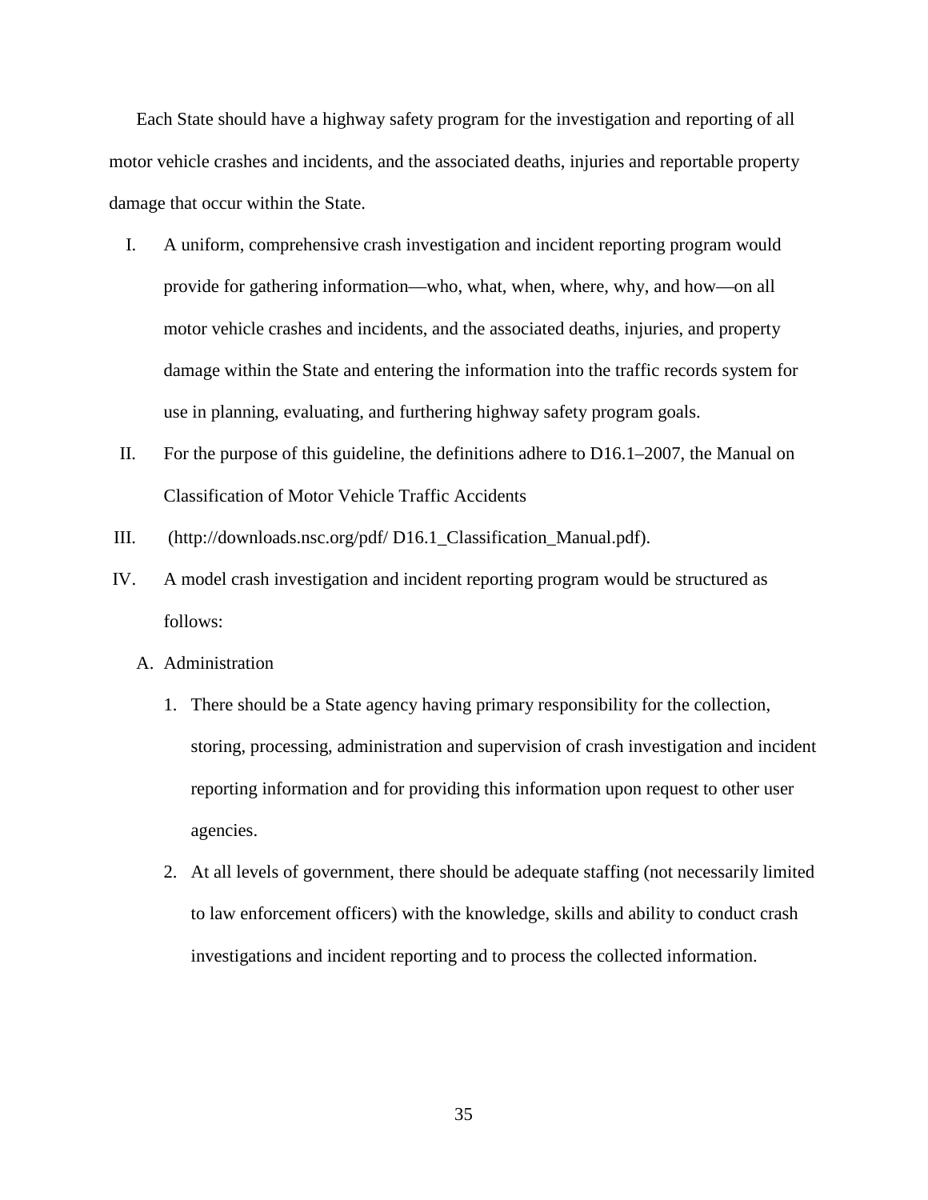Each State should have a highway safety program for the investigation and reporting of all motor vehicle crashes and incidents, and the associated deaths, injuries and reportable property damage that occur within the State.

I. A uniform, comprehensive crash investigation and incident reporting program would provide for gathering information—who, what, when, where, why, and how—on all motor vehicle crashes and incidents, and the associated deaths, injuries, and property damage within the State and entering the information into the traffic records system for use in planning, evaluating, and furthering highway safety program goals.

II. For the purpose of this guideline, the definitions adhere to D16.1–2007, the Manual on Classification of Motor Vehicle Traffic Accidents

III. (http://downloads.nsc.org/pdf/ D16.1_Classification_Manual.pdf).

IV. A model crash investigation and incident reporting program would be structured as follows:

   A. Administration

      1. There should be a State agency having primary responsibility for the collection, storing, processing, administration and supervision of crash investigation and incident reporting information and for providing this information upon request to other user agencies.

      2. At all levels of government, there should be adequate staffing (not necessarily limited to law enforcement officers) with the knowledge, skills and ability to conduct crash investigations and incident reporting and to process the collected information.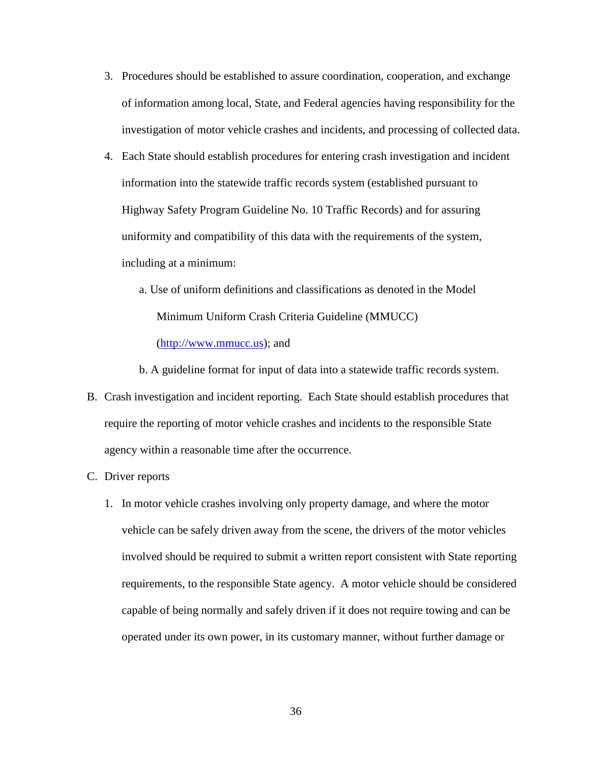3. Procedures should be established to assure coordination, cooperation, and exchange of information among local, State, and Federal agencies having responsibility for the investigation of motor vehicle crashes and incidents, and processing of collected data.
4. Each State should establish procedures for entering crash investigation and incident information into the statewide traffic records system (established pursuant to Highway Safety Program Guideline No. 10 Traffic Records) and for assuring uniformity and compatibility of this data with the requirements of the system, including at a minimum:
   a. Use of uniform definitions and classifications as denoted in the Model Minimum Uniform Crash Criteria Guideline (MMUCC) (http://www.mmucc.us); and
   b. A guideline format for input of data into a statewide traffic records system.

B. Crash investigation and incident reporting. Each State should establish procedures that require the reporting of motor vehicle crashes and incidents to the responsible State agency within a reasonable time after the occurrence.

C. Driver reports

1. In motor vehicle crashes involving only property damage, and where the motor vehicle can be safely driven away from the scene, the drivers of the motor vehicles involved should be required to submit a written report consistent with State reporting requirements, to the responsible State agency. A motor vehicle should be considered capable of being normally and safely driven if it does not require towing and can be operated under its own power, in its customary manner, without further damage or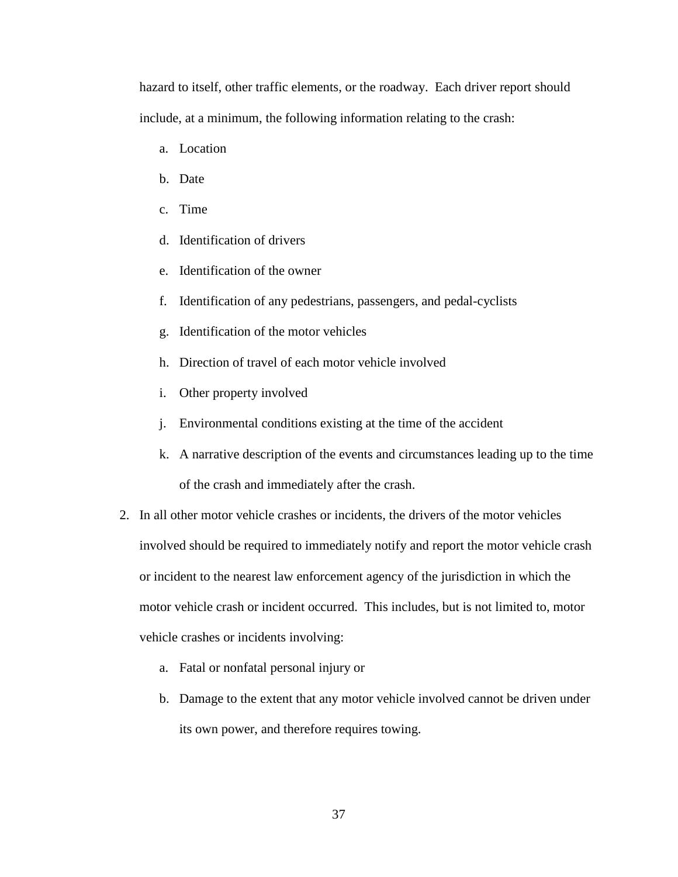hazard to itself, other traffic elements, or the roadway. Each driver report should include, at a minimum, the following information relating to the crash:

a. Location
b. Date
c. Time
d. Identification of drivers
e. Identification of the owner
f. Identification of any pedestrians, passengers, and pedal-cyclists
g. Identification of the motor vehicles
h. Direction of travel of each motor vehicle involved
i. Other property involved
j. Environmental conditions existing at the time of the accident
k. A narrative description of the events and circumstances leading up to the time of the crash and immediately after the crash.

2. In all other motor vehicle crashes or incidents, the drivers of the motor vehicles involved should be required to immediately notify and report the motor vehicle crash or incident to the nearest law enforcement agency of the jurisdiction in which the motor vehicle crash or incident occurred. This includes, but is not limited to, motor vehicle crashes or incidents involving:

   a. Fatal or nonfatal personal injury or
   b. Damage to the extent that any motor vehicle involved cannot be driven under its own power, and therefore requires towing.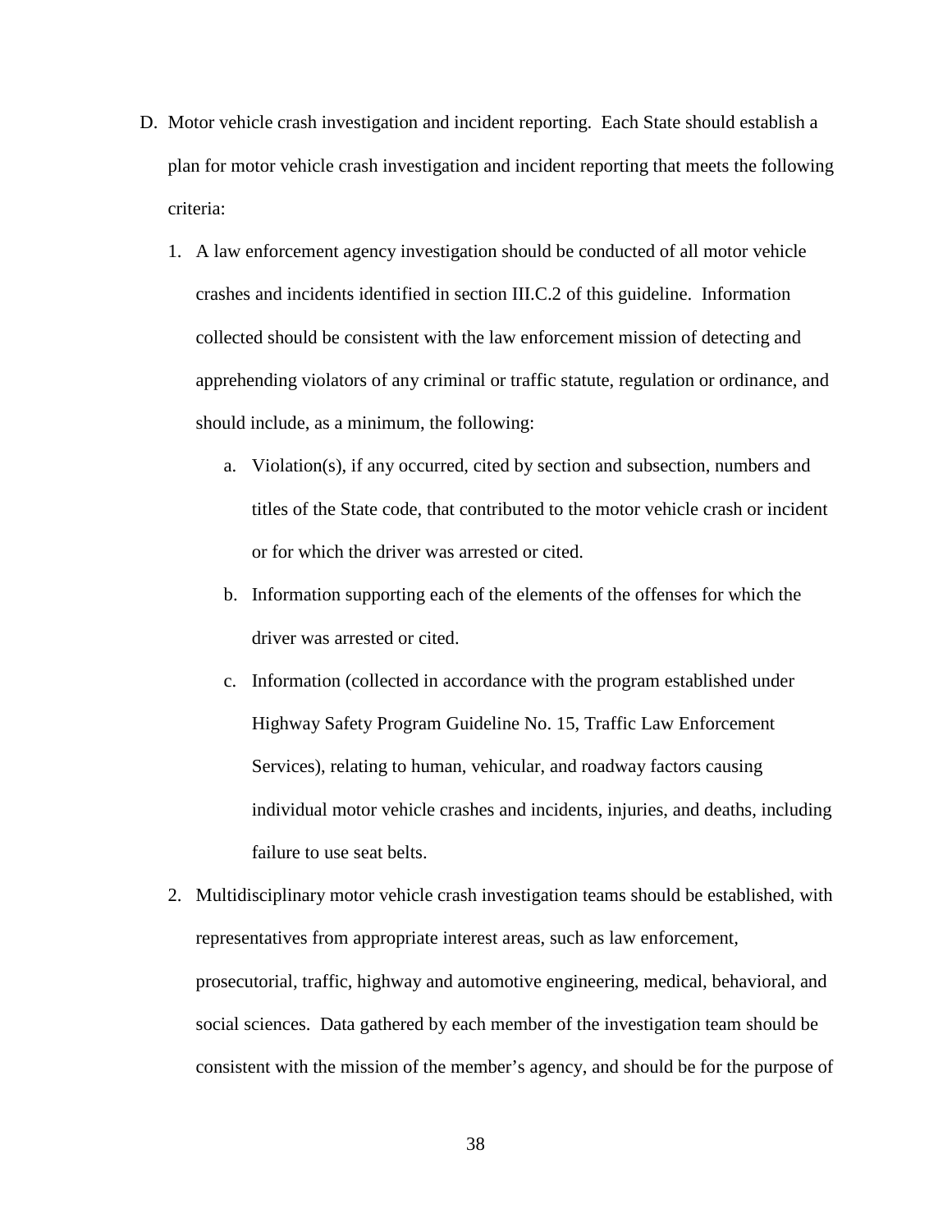D. Motor vehicle crash investigation and incident reporting. Each State should establish a plan for motor vehicle crash investigation and incident reporting that meets the following criteria:

   1. A law enforcement agency investigation should be conducted of all motor vehicle crashes and incidents identified in section III.C.2 of this guideline. Information collected should be consistent with the law enforcement mission of detecting and apprehending violators of any criminal or traffic statute, regulation or ordinance, and should include, as a minimum, the following:

      a. Violation(s), if any occurred, cited by section and subsection, numbers and titles of the State code, that contributed to the motor vehicle crash or incident or for which the driver was arrested or cited.

      b. Information supporting each of the elements of the offenses for which the driver was arrested or cited.

      c. Information (collected in accordance with the program established under Highway Safety Program Guideline No. 15, Traffic Law Enforcement Services), relating to human, vehicular, and roadway factors causing individual motor vehicle crashes and incidents, injuries, and deaths, including failure to use seat belts.

   2. Multidisciplinary motor vehicle crash investigation teams should be established, with representatives from appropriate interest areas, such as law enforcement, prosecutorial, traffic, highway and automotive engineering, medical, behavioral, and social sciences. Data gathered by each member of the investigation team should be consistent with the mission of the member's agency, and should be for the purpose of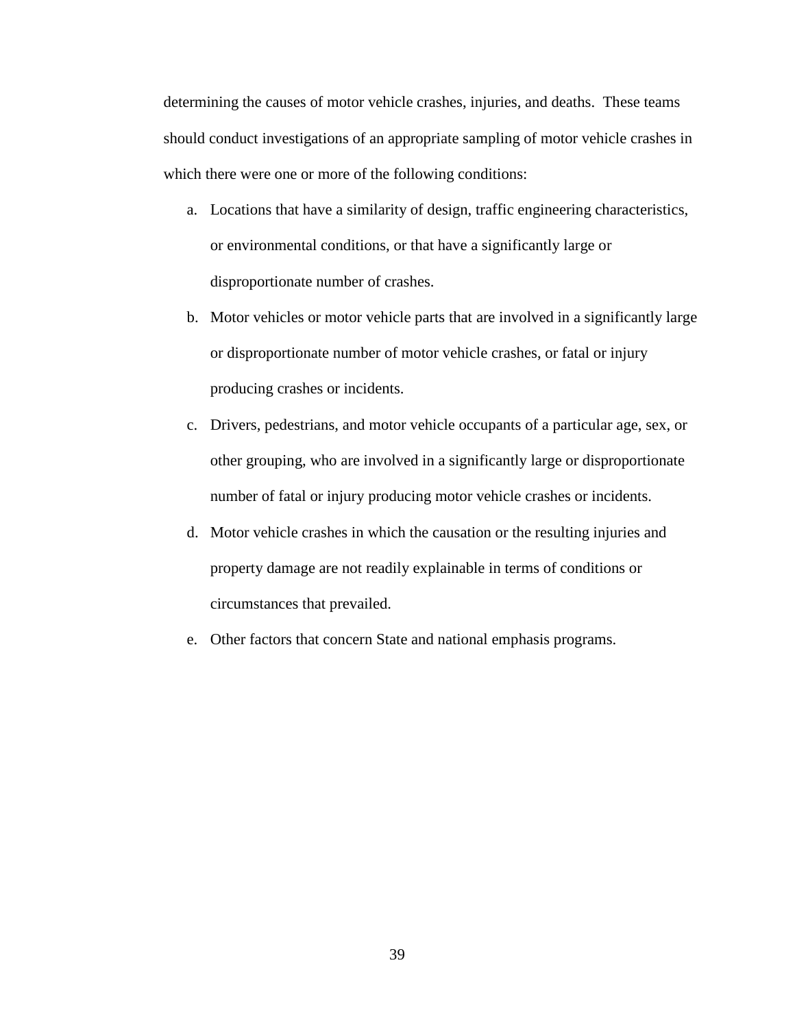determining the causes of motor vehicle crashes, injuries, and deaths. These teams should conduct investigations of an appropriate sampling of motor vehicle crashes in which there were one or more of the following conditions:

a. Locations that have a similarity of design, traffic engineering characteristics, or environmental conditions, or that have a significantly large or disproportionate number of crashes.

b. Motor vehicles or motor vehicle parts that are involved in a significantly large or disproportionate number of motor vehicle crashes, or fatal or injury producing crashes or incidents.

c. Drivers, pedestrians, and motor vehicle occupants of a particular age, sex, or other grouping, who are involved in a significantly large or disproportionate number of fatal or injury producing motor vehicle crashes or incidents.

d. Motor vehicle crashes in which the causation or the resulting injuries and property damage are not readily explainable in terms of conditions or circumstances that prevailed.

e. Other factors that concern State and national emphasis programs.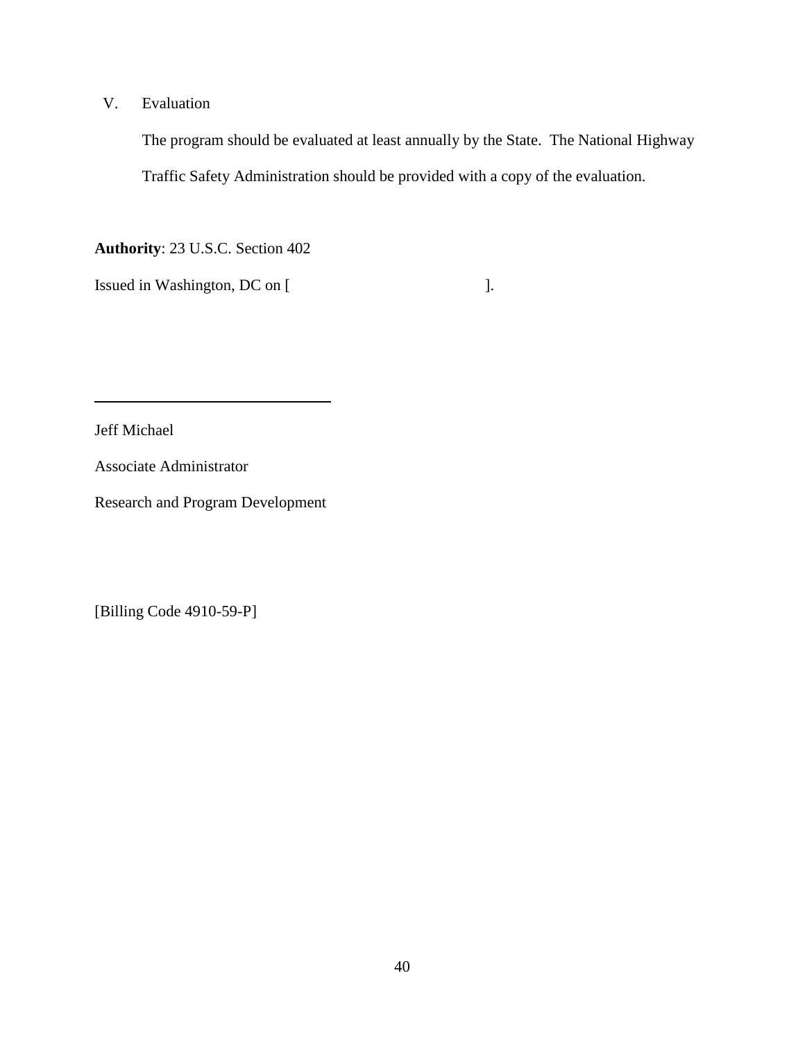V. Evaluation

The program should be evaluated at least annually by the State. The National Highway Traffic Safety Administration should be provided with a copy of the evaluation.

**Authority**: 23 U.S.C. Section 402

Issued in Washington, DC on [ ].

\_\_\_\_\_\_\_\_\_\_\_\_\_\_\_\_\_\_\_\_\_\_\_\_\_\_\_\_\_\_\_\_

Jeff Michael

Associate Administrator

Research and Program Development

[Billing Code 4910-59-P]